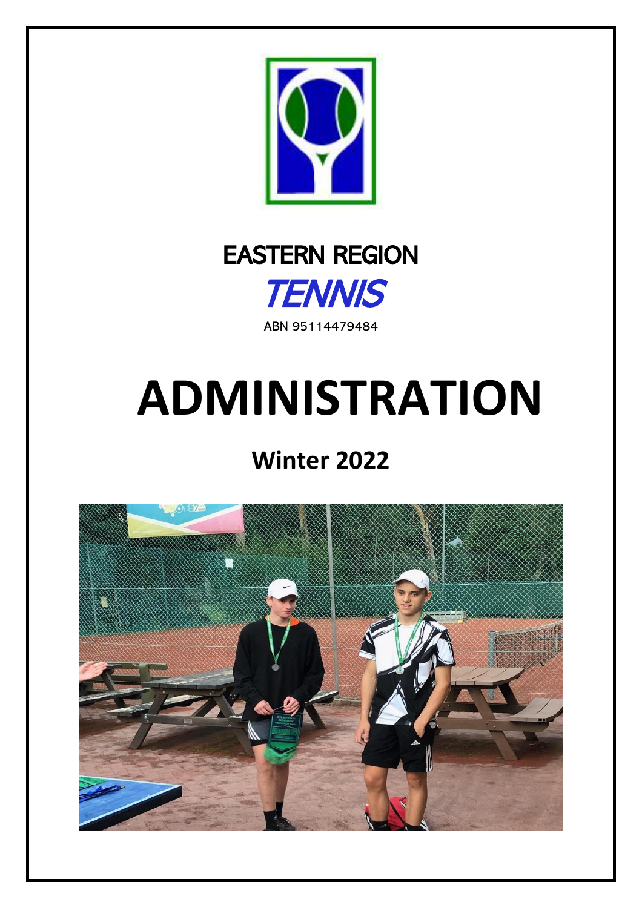EASTERN REGION

*TENNIS*

ABN 95114479484

# ADMINISTRATION

## Winter 2022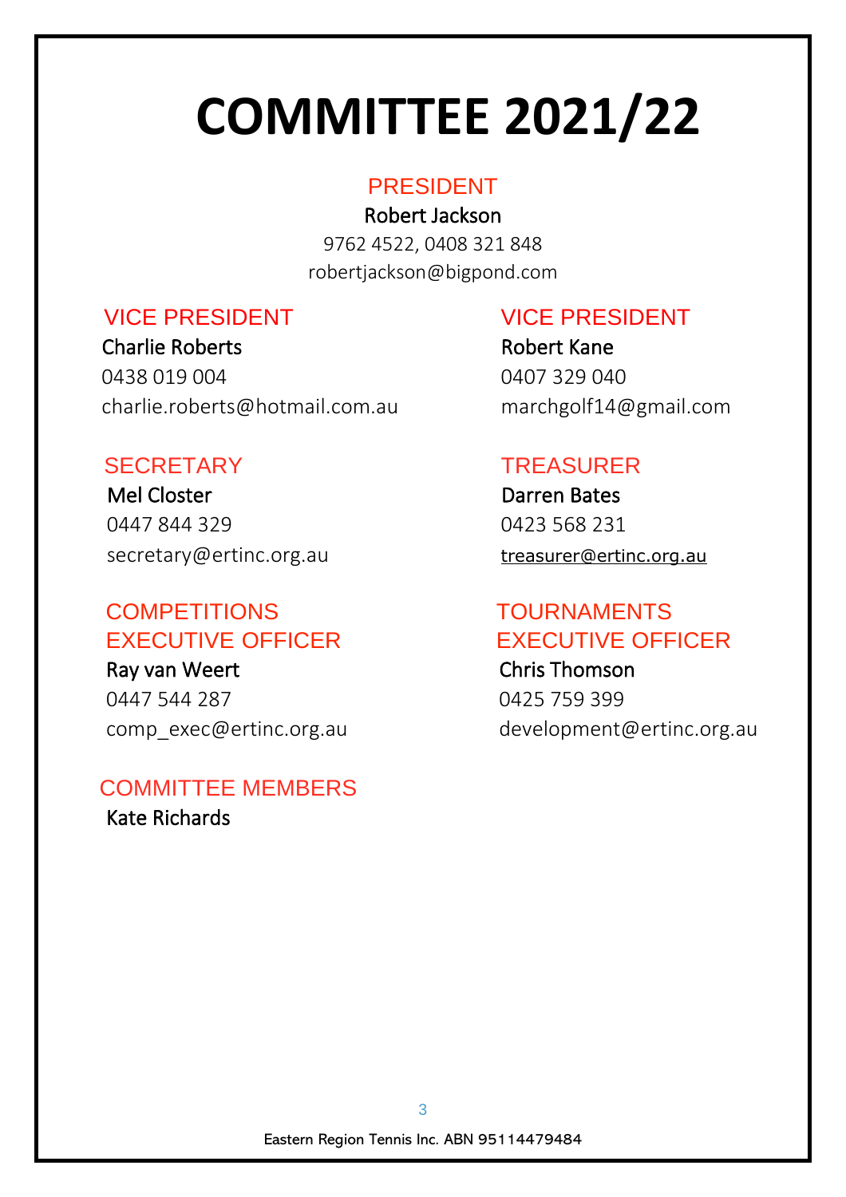# COMMITTEE 2021/22

## PRESIDENT

Robert Jackson
9762 4522, 0408 321 848
robertjackson@bigpond.com

## VICE PRESIDENT

Charlie Roberts
0438 019 004
charlie.roberts@hotmail.com.au

## VICE PRESIDENT

Robert Kane
0407 329 040
marchgolf14@gmail.com

## SECRETARY

Mel Closter
0447 844 329
secretary@ertinc.org.au

## TREASURER

Darren Bates
0423 568 231
treasurer@ertinc.org.au

## COMPETITIONS EXECUTIVE OFFICER

Ray van Weert
0447 544 287
comp_exec@ertinc.org.au

## TOURNAMENTS EXECUTIVE OFFICER

Chris Thomson
0425 759 399
development@ertinc.org.au

## COMMITTEE MEMBERS

Kate Richards

Eastern Region Tennis Inc. ABN 95114479484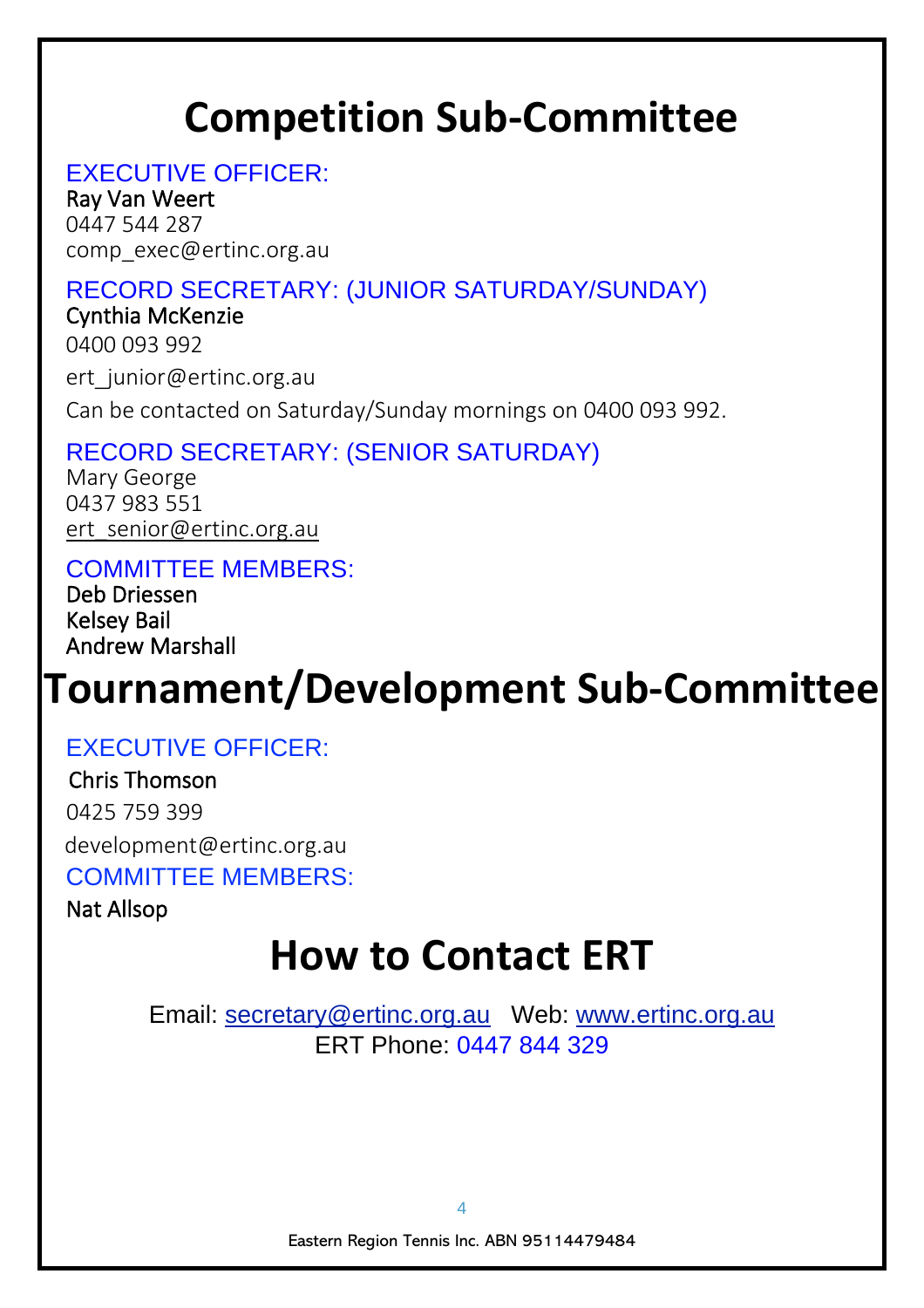# Competition Sub-Committee

EXECUTIVE OFFICER:

Ray Van Weert
0447 544 287
comp_exec@ertinc.org.au

RECORD SECRETARY: (JUNIOR SATURDAY/SUNDAY)

Cynthia McKenzie
0400 093 992
ert_junior@ertinc.org.au
Can be contacted on Saturday/Sunday mornings on 0400 093 992.

RECORD SECRETARY: (SENIOR SATURDAY)

Mary George
0437 983 551
ert_senior@ertinc.org.au

COMMITTEE MEMBERS:

Deb Driessen
Kelsey Bail
Andrew Marshall

# Tournament/Development Sub-Committee

EXECUTIVE OFFICER:

Chris Thomson
0425 759 399
development@ertinc.org.au

COMMITTEE MEMBERS:

Nat Allsop

# How to Contact ERT

Email: secretary@ertinc.org.au Web: www.ertinc.org.au
ERT Phone: 0447 844 329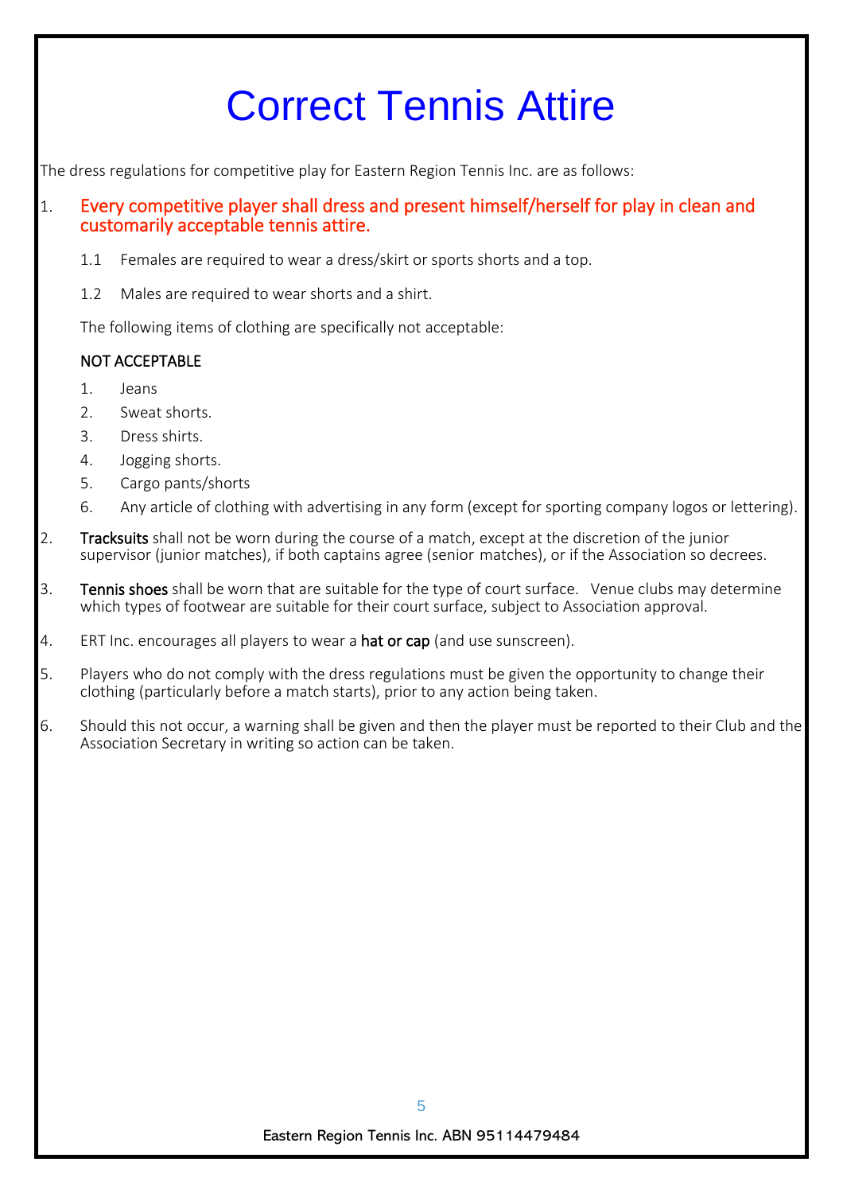# Correct Tennis Attire

The dress regulations for competitive play for Eastern Region Tennis Inc. are as follows:

1. **Every competitive player shall dress and present himself/herself for play in clean and customarily acceptable tennis attire.**

    1.1 Females are required to wear a dress/skirt or sports shorts and a top.

    1.2 Males are required to wear shorts and a shirt.

    The following items of clothing are specifically not acceptable:

    NOT ACCEPTABLE

    1. Jeans
    2. Sweat shorts.
    3. Dress shirts.
    4. Jogging shorts.
    5. Cargo pants/shorts
    6. Any article of clothing with advertising in any form (except for sporting company logos or lettering).

2. Tracksuits shall not be worn during the course of a match, except at the discretion of the junior supervisor (junior matches), if both captains agree (senior matches), or if the Association so decrees.

3. Tennis shoes shall be worn that are suitable for the type of court surface. Venue clubs may determine which types of footwear are suitable for their court surface, subject to Association approval.

4. ERT Inc. encourages all players to wear a hat or cap (and use sunscreen).

5. Players who do not comply with the dress regulations must be given the opportunity to change their clothing (particularly before a match starts), prior to any action being taken.

6. Should this not occur, a warning shall be given and then the player must be reported to their Club and the Association Secretary in writing so action can be taken.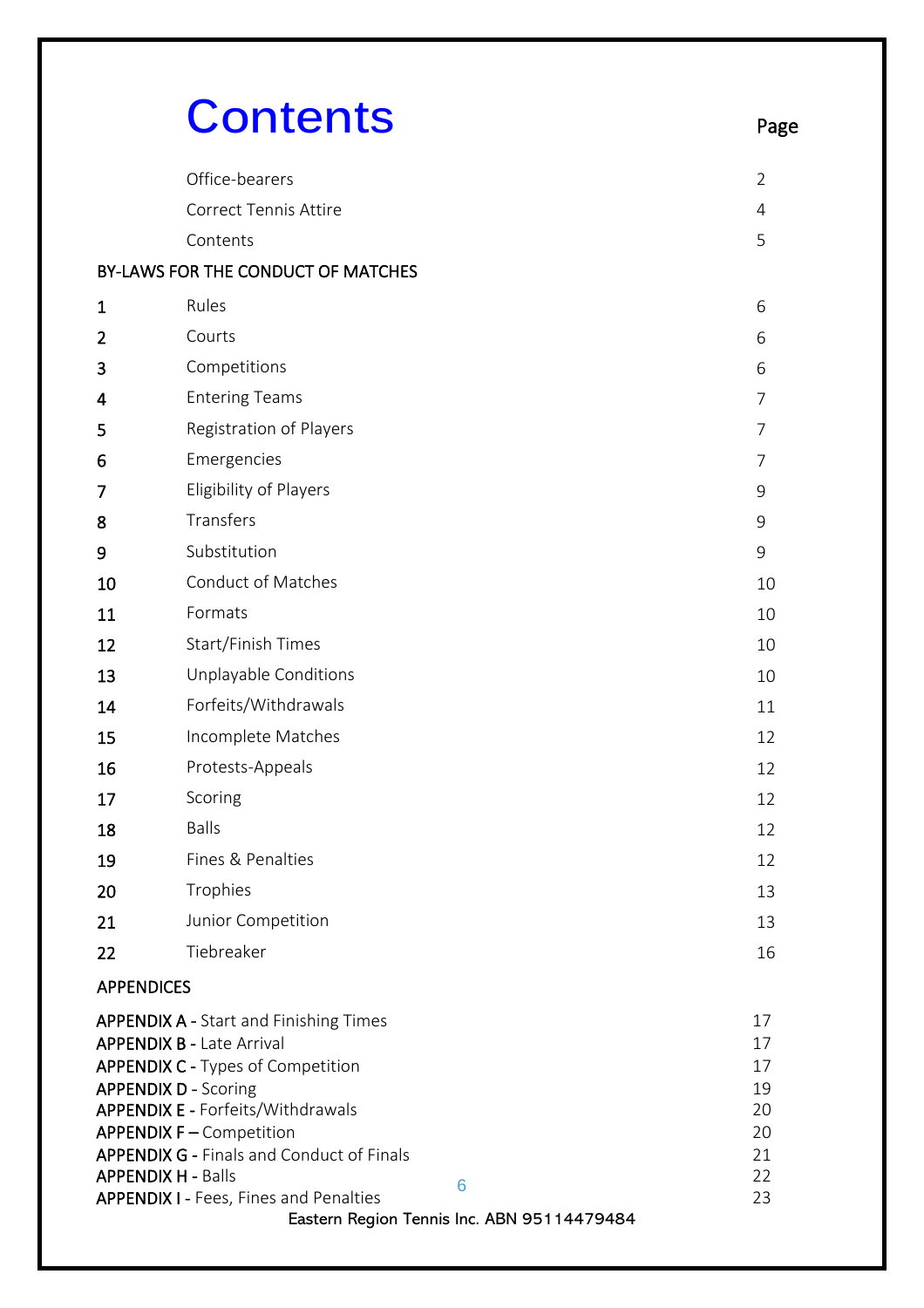# Contents

| | | Page |
|---|---|---|
| | Office-bearers | 2 |
| | Correct Tennis Attire | 4 |
| | Contents | 5 |

**BY-LAWS FOR THE CONDUCT OF MATCHES**

| | | |
|---|---|---|
| 1 | Rules | 6 |
| 2 | Courts | 6 |
| 3 | Competitions | 6 |
| 4 | Entering Teams | 7 |
| 5 | Registration of Players | 7 |
| 6 | Emergencies | 7 |
| 7 | Eligibility of Players | 9 |
| 8 | Transfers | 9 |
| 9 | Substitution | 9 |
| 10 | Conduct of Matches | 10 |
| 11 | Formats | 10 |
| 12 | Start/Finish Times | 10 |
| 13 | Unplayable Conditions | 10 |
| 14 | Forfeits/Withdrawals | 11 |
| 15 | Incomplete Matches | 12 |
| 16 | Protests-Appeals | 12 |
| 17 | Scoring | 12 |
| 18 | Balls | 12 |
| 19 | Fines & Penalties | 12 |
| 20 | Trophies | 13 |
| 21 | Junior Competition | 13 |
| 22 | Tiebreaker | 16 |

**APPENDICES**

| | |
|---|---|
| **APPENDIX A -** Start and Finishing Times | 17 |
| **APPENDIX B -** Late Arrival | 17 |
| **APPENDIX C -** Types of Competition | 17 |
| **APPENDIX D -** Scoring | 19 |
| **APPENDIX E -** Forfeits/Withdrawals | 20 |
| **APPENDIX F –** Competition | 20 |
| **APPENDIX G -** Finals and Conduct of Finals | 21 |
| **APPENDIX H -** Balls | 22 |
| **APPENDIX I -** Fees, Fines and Penalties | 23 |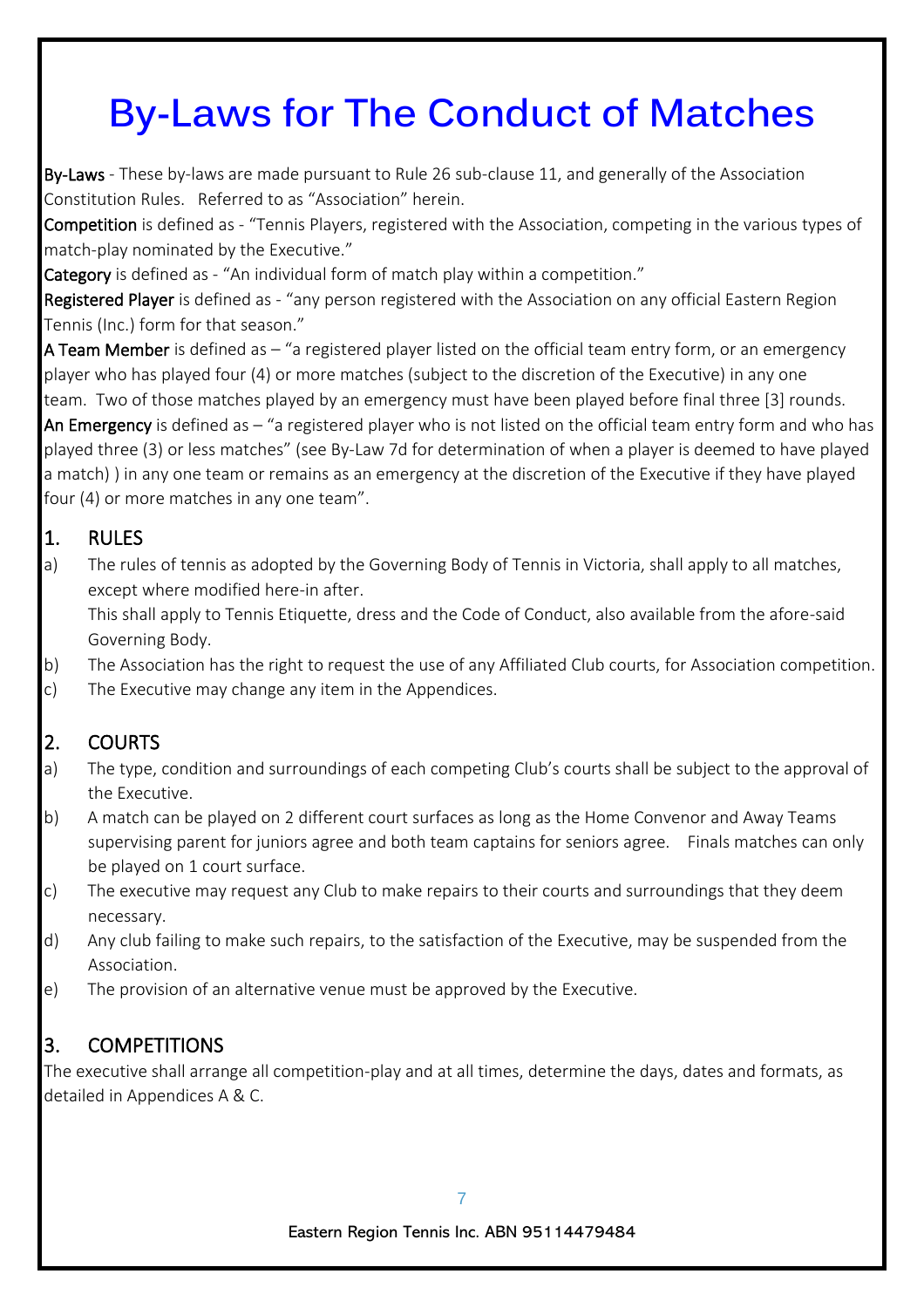# By-Laws for The Conduct of Matches

**By-Laws** - These by-laws are made pursuant to Rule 26 sub-clause 11, and generally of the Association Constitution Rules. Referred to as "Association" herein.

**Competition** is defined as - "Tennis Players, registered with the Association, competing in the various types of match-play nominated by the Executive."

**Category** is defined as - "An individual form of match play within a competition."

**Registered Player** is defined as - "any person registered with the Association on any official Eastern Region Tennis (Inc.) form for that season."

**A Team Member** is defined as – "a registered player listed on the official team entry form, or an emergency player who has played four (4) or more matches (subject to the discretion of the Executive) in any one team. Two of those matches played by an emergency must have been played before final three [3] rounds.

**An Emergency** is defined as – "a registered player who is not listed on the official team entry form and who has played three (3) or less matches" (see By-Law 7d for determination of when a player is deemed to have played a match) ) in any one team or remains as an emergency at the discretion of the Executive if they have played four (4) or more matches in any one team".

## 1. RULES

a) The rules of tennis as adopted by the Governing Body of Tennis in Victoria, shall apply to all matches, except where modified here-in after.
   This shall apply to Tennis Etiquette, dress and the Code of Conduct, also available from the afore-said Governing Body.

b) The Association has the right to request the use of any Affiliated Club courts, for Association competition.

c) The Executive may change any item in the Appendices.

## 2. COURTS

a) The type, condition and surroundings of each competing Club's courts shall be subject to the approval of the Executive.

b) A match can be played on 2 different court surfaces as long as the Home Convenor and Away Teams supervising parent for juniors agree and both team captains for seniors agree. Finals matches can only be played on 1 court surface.

c) The executive may request any Club to make repairs to their courts and surroundings that they deem necessary.

d) Any club failing to make such repairs, to the satisfaction of the Executive, may be suspended from the Association.

e) The provision of an alternative venue must be approved by the Executive.

## 3. COMPETITIONS

The executive shall arrange all competition-play and at all times, determine the days, dates and formats, as detailed in Appendices A & C.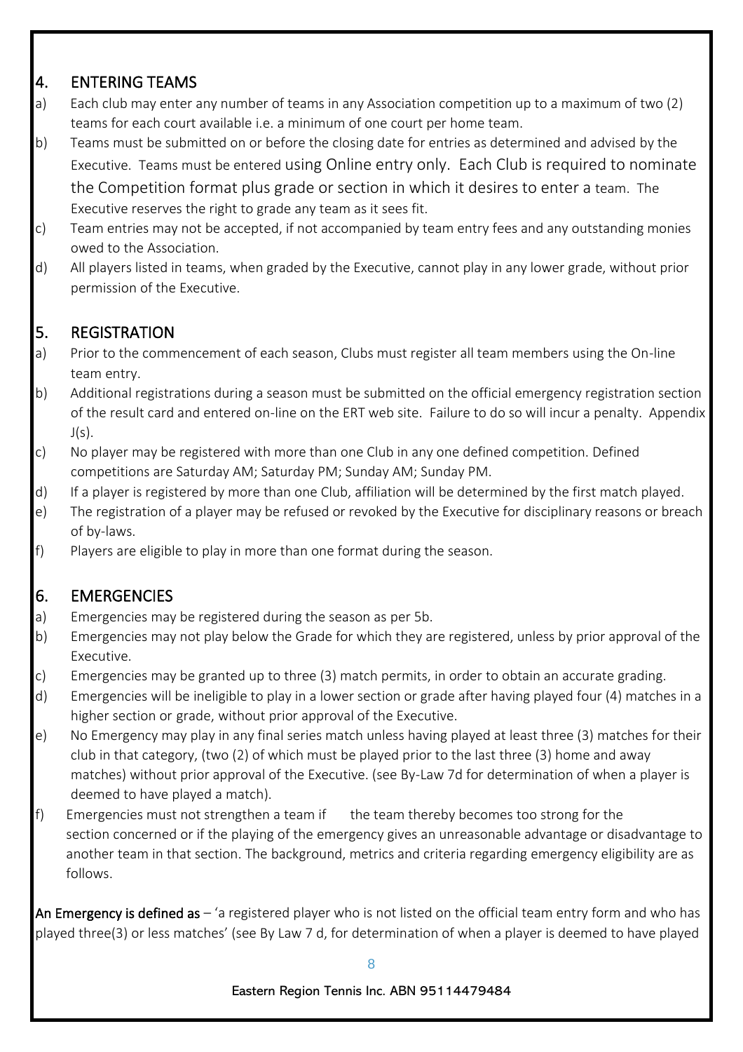## 4. ENTERING TEAMS

a) Each club may enter any number of teams in any Association competition up to a maximum of two (2) teams for each court available i.e. a minimum of one court per home team.

b) Teams must be submitted on or before the closing date for entries as determined and advised by the Executive. Teams must be entered using Online entry only. Each Club is required to nominate the Competition format plus grade or section in which it desires to enter a team. The Executive reserves the right to grade any team as it sees fit.

c) Team entries may not be accepted, if not accompanied by team entry fees and any outstanding monies owed to the Association.

d) All players listed in teams, when graded by the Executive, cannot play in any lower grade, without prior permission of the Executive.

## 5. REGISTRATION

a) Prior to the commencement of each season, Clubs must register all team members using the On-line team entry.

b) Additional registrations during a season must be submitted on the official emergency registration section of the result card and entered on-line on the ERT web site. Failure to do so will incur a penalty. Appendix J(s).

c) No player may be registered with more than one Club in any one defined competition. Defined competitions are Saturday AM; Saturday PM; Sunday AM; Sunday PM.

d) If a player is registered by more than one Club, affiliation will be determined by the first match played.

e) The registration of a player may be refused or revoked by the Executive for disciplinary reasons or breach of by-laws.

f) Players are eligible to play in more than one format during the season.

## 6. EMERGENCIES

a) Emergencies may be registered during the season as per 5b.

b) Emergencies may not play below the Grade for which they are registered, unless by prior approval of the Executive.

c) Emergencies may be granted up to three (3) match permits, in order to obtain an accurate grading.

d) Emergencies will be ineligible to play in a lower section or grade after having played four (4) matches in a higher section or grade, without prior approval of the Executive.

e) No Emergency may play in any final series match unless having played at least three (3) matches for their club in that category, (two (2) of which must be played prior to the last three (3) home and away matches) without prior approval of the Executive. (see By-Law 7d for determination of when a player is deemed to have played a match).

f) Emergencies must not strengthen a team if the team thereby becomes too strong for the section concerned or if the playing of the emergency gives an unreasonable advantage or disadvantage to another team in that section. The background, metrics and criteria regarding emergency eligibility are as follows.

**An Emergency is defined as** – 'a registered player who is not listed on the official team entry form and who has played three(3) or less matches' (see By Law 7 d, for determination of when a player is deemed to have played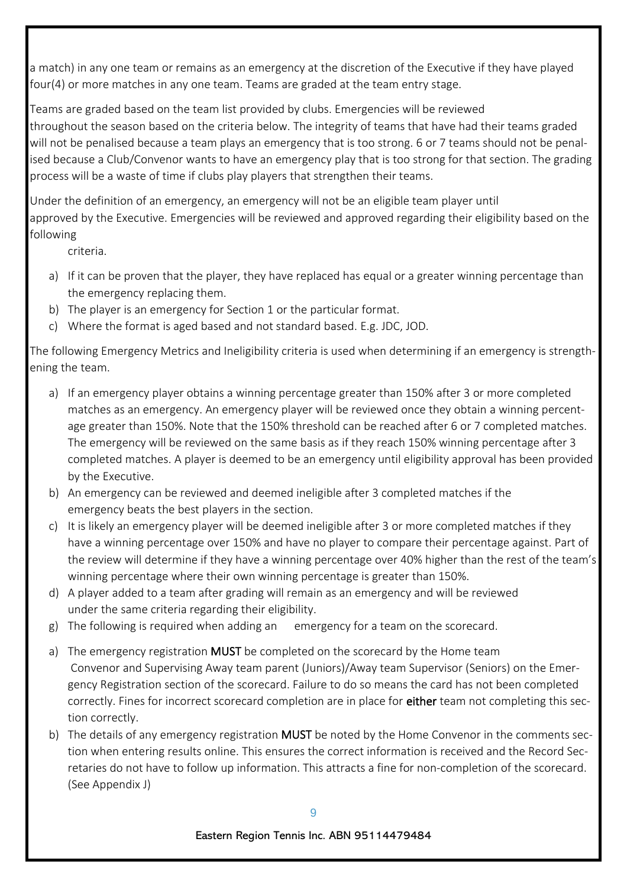a match) in any one team or remains as an emergency at the discretion of the Executive if they have played four(4) or more matches in any one team. Teams are graded at the team entry stage.

Teams are graded based on the team list provided by clubs. Emergencies will be reviewed throughout the season based on the criteria below. The integrity of teams that have had their teams graded will not be penalised because a team plays an emergency that is too strong. 6 or 7 teams should not be penalised because a Club/Convenor wants to have an emergency play that is too strong for that section. The grading process will be a waste of time if clubs play players that strengthen their teams.

Under the definition of an emergency, an emergency will not be an eligible team player until approved by the Executive. Emergencies will be reviewed and approved regarding their eligibility based on the following criteria.

a) If it can be proven that the player, they have replaced has equal or a greater winning percentage than the emergency replacing them.
b) The player is an emergency for Section 1 or the particular format.
c) Where the format is aged based and not standard based. E.g. JDC, JOD.

The following Emergency Metrics and Ineligibility criteria is used when determining if an emergency is strengthening the team.

a) If an emergency player obtains a winning percentage greater than 150% after 3 or more completed matches as an emergency. An emergency player will be reviewed once they obtain a winning percentage greater than 150%. Note that the 150% threshold can be reached after 6 or 7 completed matches. The emergency will be reviewed on the same basis as if they reach 150% winning percentage after 3 completed matches. A player is deemed to be an emergency until eligibility approval has been provided by the Executive.
b) An emergency can be reviewed and deemed ineligible after 3 completed matches if the emergency beats the best players in the section.
c) It is likely an emergency player will be deemed ineligible after 3 or more completed matches if they have a winning percentage over 150% and have no player to compare their percentage against. Part of the review will determine if they have a winning percentage over 40% higher than the rest of the team's winning percentage where their own winning percentage is greater than 150%.
d) A player added to a team after grading will remain as an emergency and will be reviewed under the same criteria regarding their eligibility.
g) The following is required when adding an emergency for a team on the scorecard.

a) The emergency registration **MUST** be completed on the scorecard by the Home team Convenor and Supervising Away team parent (Juniors)/Away team Supervisor (Seniors) on the Emergency Registration section of the scorecard. Failure to do so means the card has not been completed correctly. Fines for incorrect scorecard completion are in place for **either** team not completing this section correctly.
b) The details of any emergency registration **MUST** be noted by the Home Convenor in the comments section when entering results online. This ensures the correct information is received and the Record Secretaries do not have to follow up information. This attracts a fine for non-completion of the scorecard. (See Appendix J)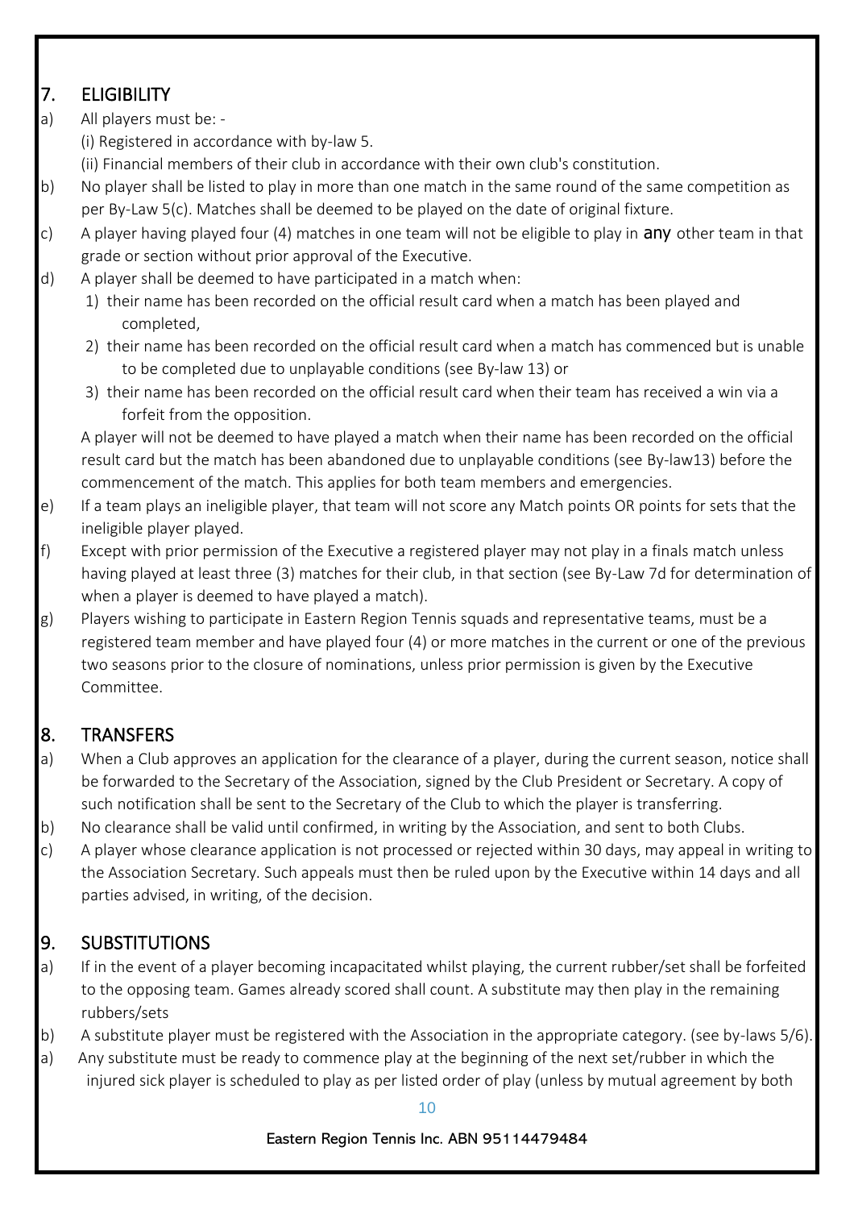## 7. ELIGIBILITY

a) All players must be: -

(i) Registered in accordance with by-law 5.

(ii) Financial members of their club in accordance with their own club's constitution.

b) No player shall be listed to play in more than one match in the same round of the same competition as per By-Law 5(c). Matches shall be deemed to be played on the date of original fixture.

c) A player having played four (4) matches in one team will not be eligible to play in **any** other team in that grade or section without prior approval of the Executive.

d) A player shall be deemed to have participated in a match when:

1) their name has been recorded on the official result card when a match has been played and completed,
2) their name has been recorded on the official result card when a match has commenced but is unable to be completed due to unplayable conditions (see By-law 13) or
3) their name has been recorded on the official result card when their team has received a win via a forfeit from the opposition.

A player will not be deemed to have played a match when their name has been recorded on the official result card but the match has been abandoned due to unplayable conditions (see By-law13) before the commencement of the match. This applies for both team members and emergencies.

e) If a team plays an ineligible player, that team will not score any Match points OR points for sets that the ineligible player played.

f) Except with prior permission of the Executive a registered player may not play in a finals match unless having played at least three (3) matches for their club, in that section (see By-Law 7d for determination of when a player is deemed to have played a match).

g) Players wishing to participate in Eastern Region Tennis squads and representative teams, must be a registered team member and have played four (4) or more matches in the current or one of the previous two seasons prior to the closure of nominations, unless prior permission is given by the Executive Committee.

## 8. TRANSFERS

a) When a Club approves an application for the clearance of a player, during the current season, notice shall be forwarded to the Secretary of the Association, signed by the Club President or Secretary. A copy of such notification shall be sent to the Secretary of the Club to which the player is transferring.

b) No clearance shall be valid until confirmed, in writing by the Association, and sent to both Clubs.

c) A player whose clearance application is not processed or rejected within 30 days, may appeal in writing to the Association Secretary. Such appeals must then be ruled upon by the Executive within 14 days and all parties advised, in writing, of the decision.

## 9. SUBSTITUTIONS

a) If in the event of a player becoming incapacitated whilst playing, the current rubber/set shall be forfeited to the opposing team. Games already scored shall count. A substitute may then play in the remaining rubbers/sets

b) A substitute player must be registered with the Association in the appropriate category. (see by-laws 5/6).

a) Any substitute must be ready to commence play at the beginning of the next set/rubber in which the injured sick player is scheduled to play as per listed order of play (unless by mutual agreement by both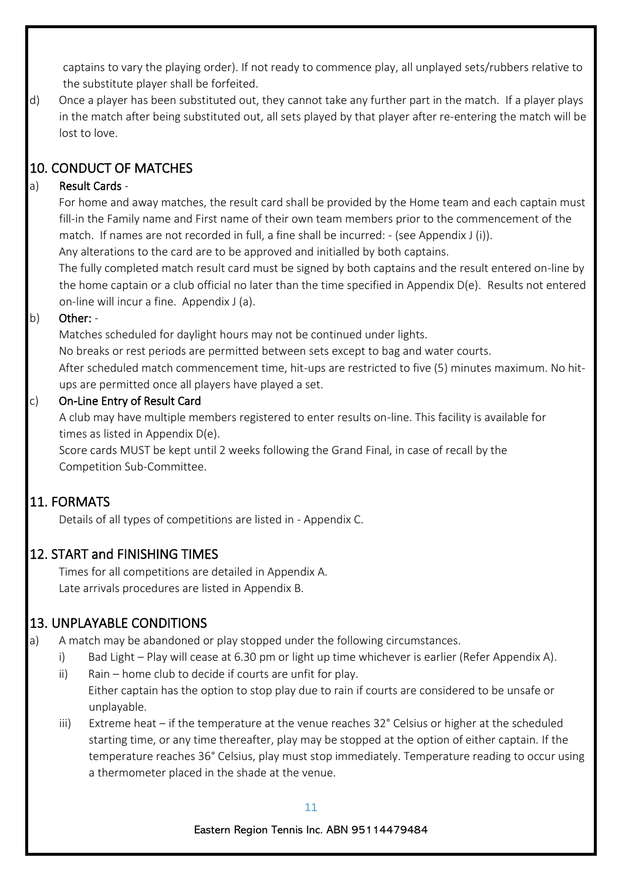captains to vary the playing order). If not ready to commence play, all unplayed sets/rubbers relative to the substitute player shall be forfeited.

d) Once a player has been substituted out, they cannot take any further part in the match. If a player plays in the match after being substituted out, all sets played by that player after re-entering the match will be lost to love.

## 10. CONDUCT OF MATCHES

a) **Result Cards** -

For home and away matches, the result card shall be provided by the Home team and each captain must fill-in the Family name and First name of their own team members prior to the commencement of the match. If names are not recorded in full, a fine shall be incurred: - (see Appendix J (i)).

Any alterations to the card are to be approved and initialled by both captains.

The fully completed match result card must be signed by both captains and the result entered on-line by the home captain or a club official no later than the time specified in Appendix D(e). Results not entered on-line will incur a fine. Appendix J (a).

b) **Other:** -

Matches scheduled for daylight hours may not be continued under lights.

No breaks or rest periods are permitted between sets except to bag and water courts.

After scheduled match commencement time, hit-ups are restricted to five (5) minutes maximum. No hit-ups are permitted once all players have played a set.

c) **On-Line Entry of Result Card**

A club may have multiple members registered to enter results on-line. This facility is available for times as listed in Appendix D(e).

Score cards MUST be kept until 2 weeks following the Grand Final, in case of recall by the Competition Sub-Committee.

## 11. FORMATS

Details of all types of competitions are listed in - Appendix C.

## 12. START and FINISHING TIMES

Times for all competitions are detailed in Appendix A.

Late arrivals procedures are listed in Appendix B.

## 13. UNPLAYABLE CONDITIONS

a) A match may be abandoned or play stopped under the following circumstances.

  i) Bad Light – Play will cease at 6.30 pm or light up time whichever is earlier (Refer Appendix A).

  ii) Rain – home club to decide if courts are unfit for play.
  Either captain has the option to stop play due to rain if courts are considered to be unsafe or unplayable.

  iii) Extreme heat – if the temperature at the venue reaches 32° Celsius or higher at the scheduled starting time, or any time thereafter, play may be stopped at the option of either captain. If the temperature reaches 36° Celsius, play must stop immediately. Temperature reading to occur using a thermometer placed in the shade at the venue.

Eastern Region Tennis Inc. ABN 95114479484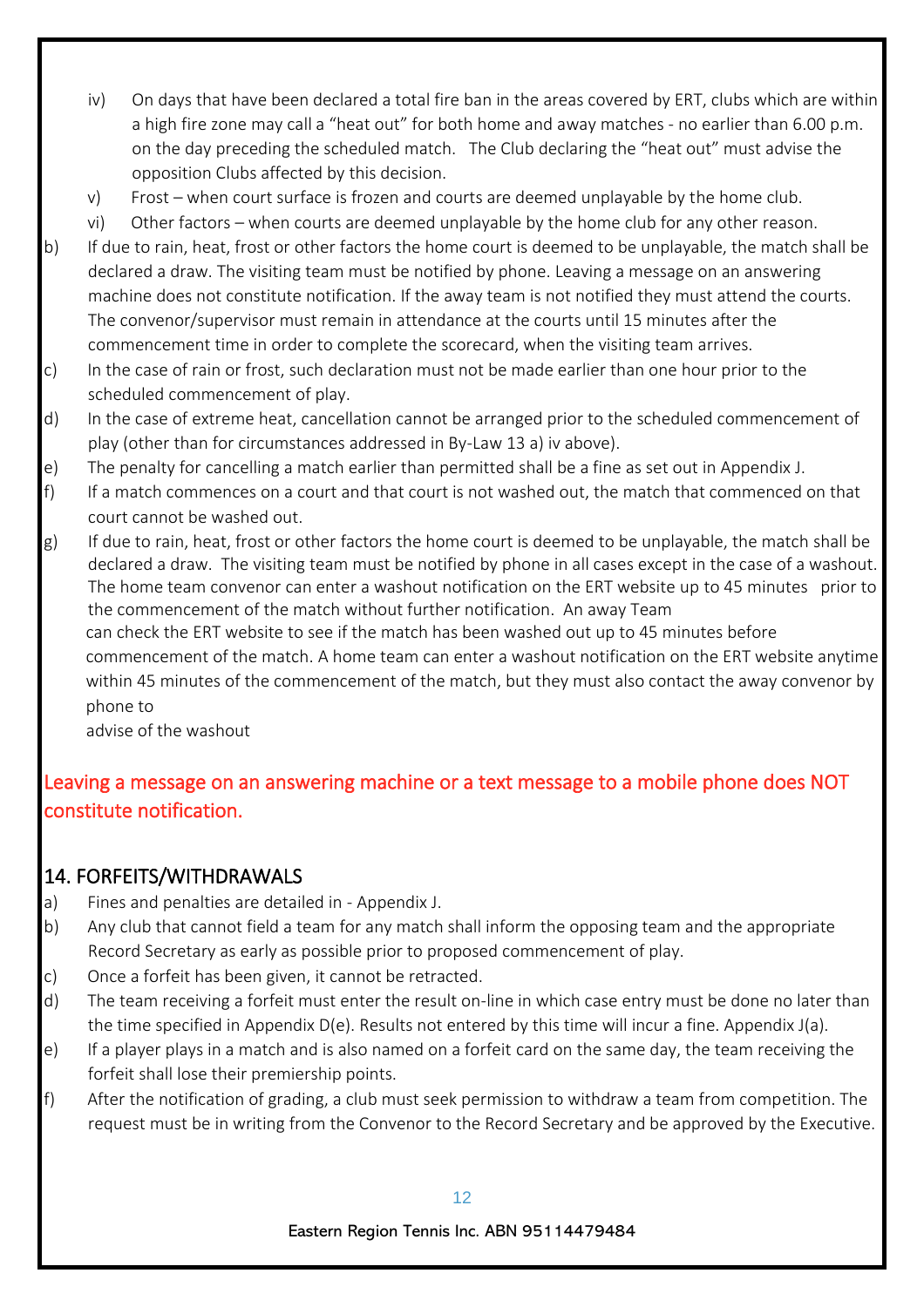- iv) On days that have been declared a total fire ban in the areas covered by ERT, clubs which are within a high fire zone may call a "heat out" for both home and away matches - no earlier than 6.00 p.m. on the day preceding the scheduled match. The Club declaring the "heat out" must advise the opposition Clubs affected by this decision.
- v) Frost – when court surface is frozen and courts are deemed unplayable by the home club.
- vi) Other factors – when courts are deemed unplayable by the home club for any other reason.

b) If due to rain, heat, frost or other factors the home court is deemed to be unplayable, the match shall be declared a draw. The visiting team must be notified by phone. Leaving a message on an answering machine does not constitute notification. If the away team is not notified they must attend the courts. The convenor/supervisor must remain in attendance at the courts until 15 minutes after the commencement time in order to complete the scorecard, when the visiting team arrives.

c) In the case of rain or frost, such declaration must not be made earlier than one hour prior to the scheduled commencement of play.

d) In the case of extreme heat, cancellation cannot be arranged prior to the scheduled commencement of play (other than for circumstances addressed in By-Law 13 a) iv above).

e) The penalty for cancelling a match earlier than permitted shall be a fine as set out in Appendix J.

f) If a match commences on a court and that court is not washed out, the match that commenced on that court cannot be washed out.

g) If due to rain, heat, frost or other factors the home court is deemed to be unplayable, the match shall be declared a draw. The visiting team must be notified by phone in all cases except in the case of a washout. The home team convenor can enter a washout notification on the ERT website up to 45 minutes prior to the commencement of the match without further notification. An away Team can check the ERT website to see if the match has been washed out up to 45 minutes before commencement of the match. A home team can enter a washout notification on the ERT website anytime within 45 minutes of the commencement of the match, but they must also contact the away convenor by phone to advise of the washout

Leaving a message on an answering machine or a text message to a mobile phone does NOT constitute notification.

## 14. FORFEITS/WITHDRAWALS

a) Fines and penalties are detailed in - Appendix J.

b) Any club that cannot field a team for any match shall inform the opposing team and the appropriate Record Secretary as early as possible prior to proposed commencement of play.

c) Once a forfeit has been given, it cannot be retracted.

d) The team receiving a forfeit must enter the result on-line in which case entry must be done no later than the time specified in Appendix D(e). Results not entered by this time will incur a fine. Appendix J(a).

e) If a player plays in a match and is also named on a forfeit card on the same day, the team receiving the forfeit shall lose their premiership points.

f) After the notification of grading, a club must seek permission to withdraw a team from competition. The request must be in writing from the Convenor to the Record Secretary and be approved by the Executive.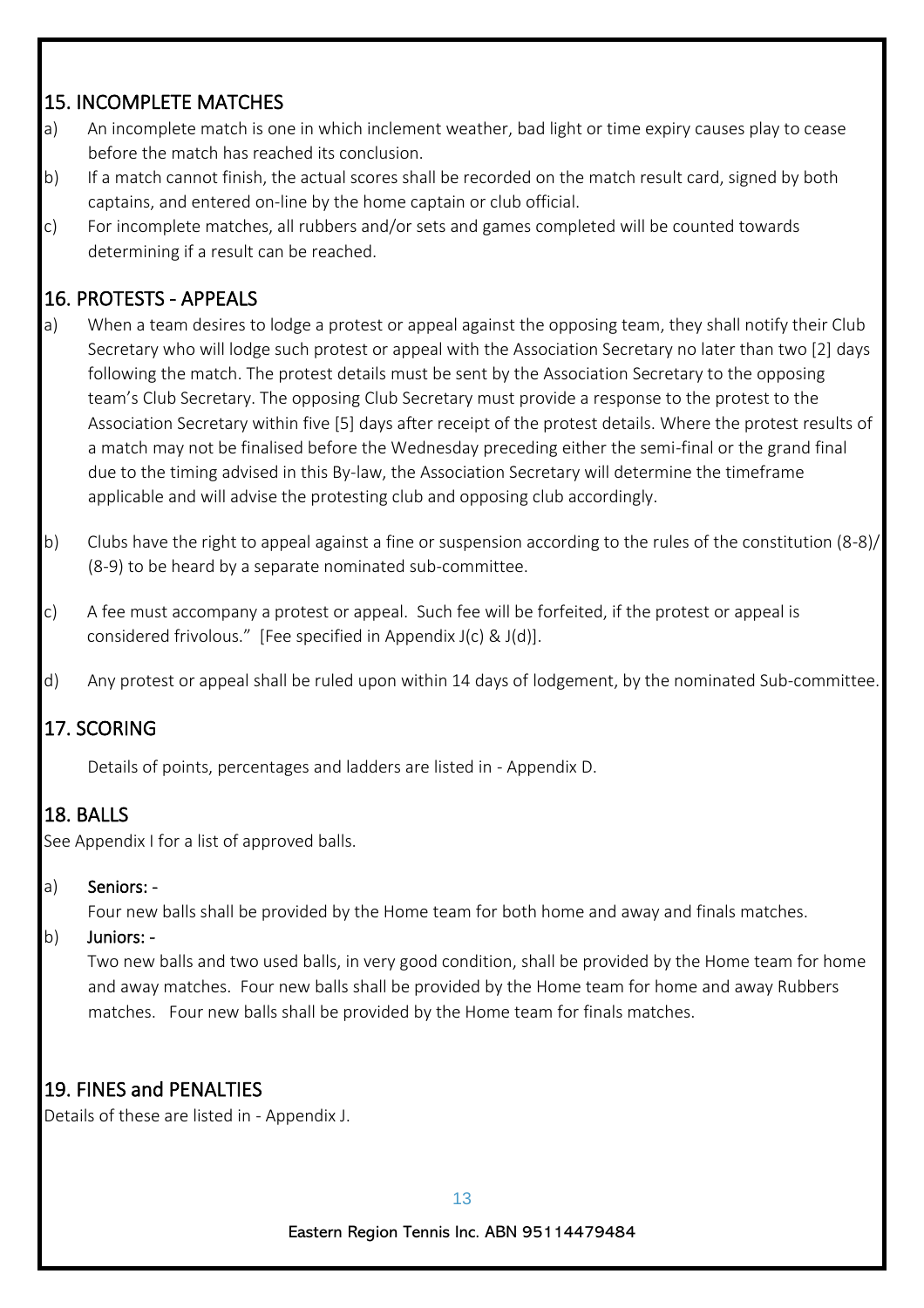## 15. INCOMPLETE MATCHES

a) An incomplete match is one in which inclement weather, bad light or time expiry causes play to cease before the match has reached its conclusion.

b) If a match cannot finish, the actual scores shall be recorded on the match result card, signed by both captains, and entered on-line by the home captain or club official.

c) For incomplete matches, all rubbers and/or sets and games completed will be counted towards determining if a result can be reached.

## 16. PROTESTS - APPEALS

a) When a team desires to lodge a protest or appeal against the opposing team, they shall notify their Club Secretary who will lodge such protest or appeal with the Association Secretary no later than two [2] days following the match. The protest details must be sent by the Association Secretary to the opposing team's Club Secretary. The opposing Club Secretary must provide a response to the protest to the Association Secretary within five [5] days after receipt of the protest details. Where the protest results of a match may not be finalised before the Wednesday preceding either the semi-final or the grand final due to the timing advised in this By-law, the Association Secretary will determine the timeframe applicable and will advise the protesting club and opposing club accordingly.

b) Clubs have the right to appeal against a fine or suspension according to the rules of the constitution (8-8)/(8-9) to be heard by a separate nominated sub-committee.

c) A fee must accompany a protest or appeal. Such fee will be forfeited, if the protest or appeal is considered frivolous." [Fee specified in Appendix J(c) & J(d)].

d) Any protest or appeal shall be ruled upon within 14 days of lodgement, by the nominated Sub-committee.

## 17. SCORING

Details of points, percentages and ladders are listed in - Appendix D.

## 18. BALLS

See Appendix I for a list of approved balls.

a) **Seniors: -**
Four new balls shall be provided by the Home team for both home and away and finals matches.

b) **Juniors: -**
Two new balls and two used balls, in very good condition, shall be provided by the Home team for home and away matches. Four new balls shall be provided by the Home team for home and away Rubbers matches. Four new balls shall be provided by the Home team for finals matches.

## 19. FINES and PENALTIES

Details of these are listed in - Appendix J.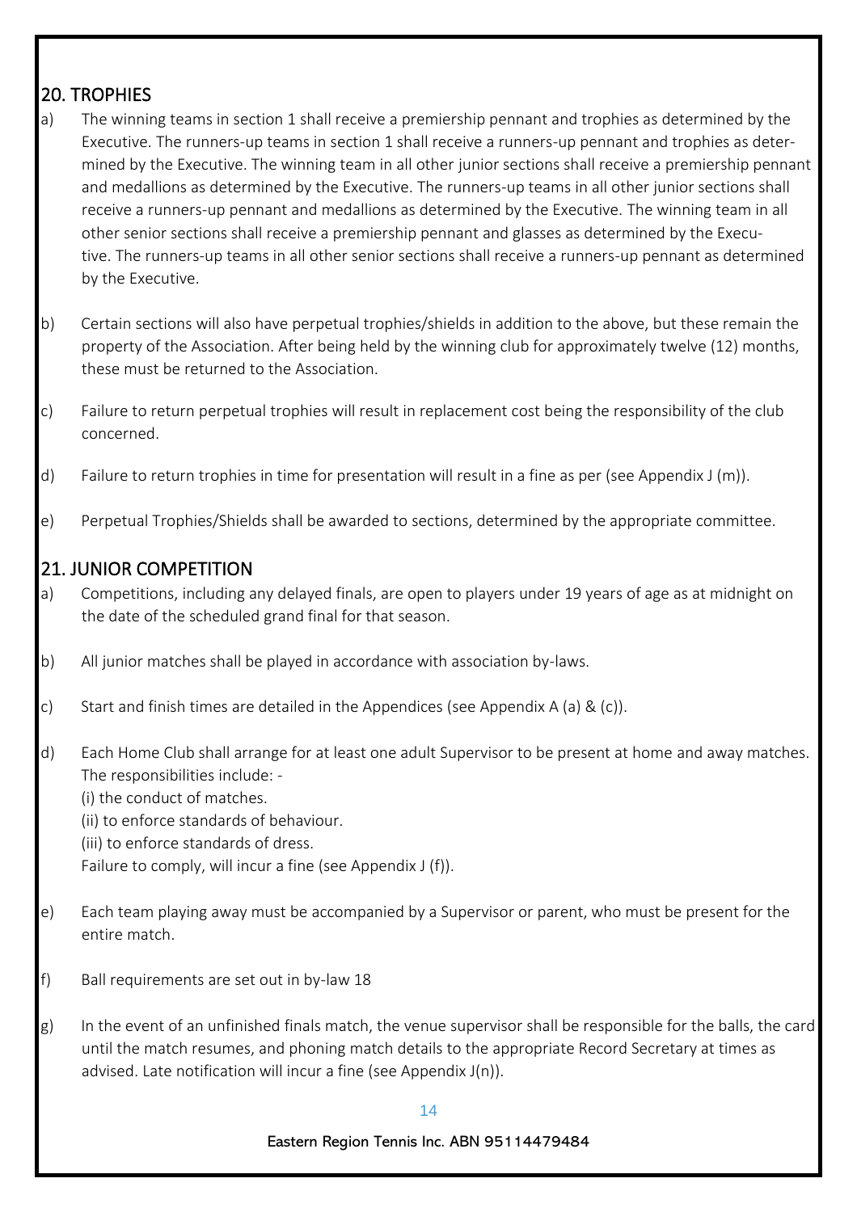## 20. TROPHIES

a) The winning teams in section 1 shall receive a premiership pennant and trophies as determined by the Executive. The runners-up teams in section 1 shall receive a runners-up pennant and trophies as determined by the Executive. The winning team in all other junior sections shall receive a premiership pennant and medallions as determined by the Executive. The runners-up teams in all other junior sections shall receive a runners-up pennant and medallions as determined by the Executive. The winning team in all other senior sections shall receive a premiership pennant and glasses as determined by the Executive. The runners-up teams in all other senior sections shall receive a runners-up pennant as determined by the Executive.

b) Certain sections will also have perpetual trophies/shields in addition to the above, but these remain the property of the Association. After being held by the winning club for approximately twelve (12) months, these must be returned to the Association.

c) Failure to return perpetual trophies will result in replacement cost being the responsibility of the club concerned.

d) Failure to return trophies in time for presentation will result in a fine as per (see Appendix J (m)).

e) Perpetual Trophies/Shields shall be awarded to sections, determined by the appropriate committee.

## 21. JUNIOR COMPETITION

a) Competitions, including any delayed finals, are open to players under 19 years of age as at midnight on the date of the scheduled grand final for that season.

b) All junior matches shall be played in accordance with association by-laws.

c) Start and finish times are detailed in the Appendices (see Appendix A (a) & (c)).

d) Each Home Club shall arrange for at least one adult Supervisor to be present at home and away matches. The responsibilities include: -
(i) the conduct of matches.
(ii) to enforce standards of behaviour.
(iii) to enforce standards of dress.
Failure to comply, will incur a fine (see Appendix J (f)).

e) Each team playing away must be accompanied by a Supervisor or parent, who must be present for the entire match.

f) Ball requirements are set out in by-law 18

g) In the event of an unfinished finals match, the venue supervisor shall be responsible for the balls, the card until the match resumes, and phoning match details to the appropriate Record Secretary at times as advised. Late notification will incur a fine (see Appendix J(n)).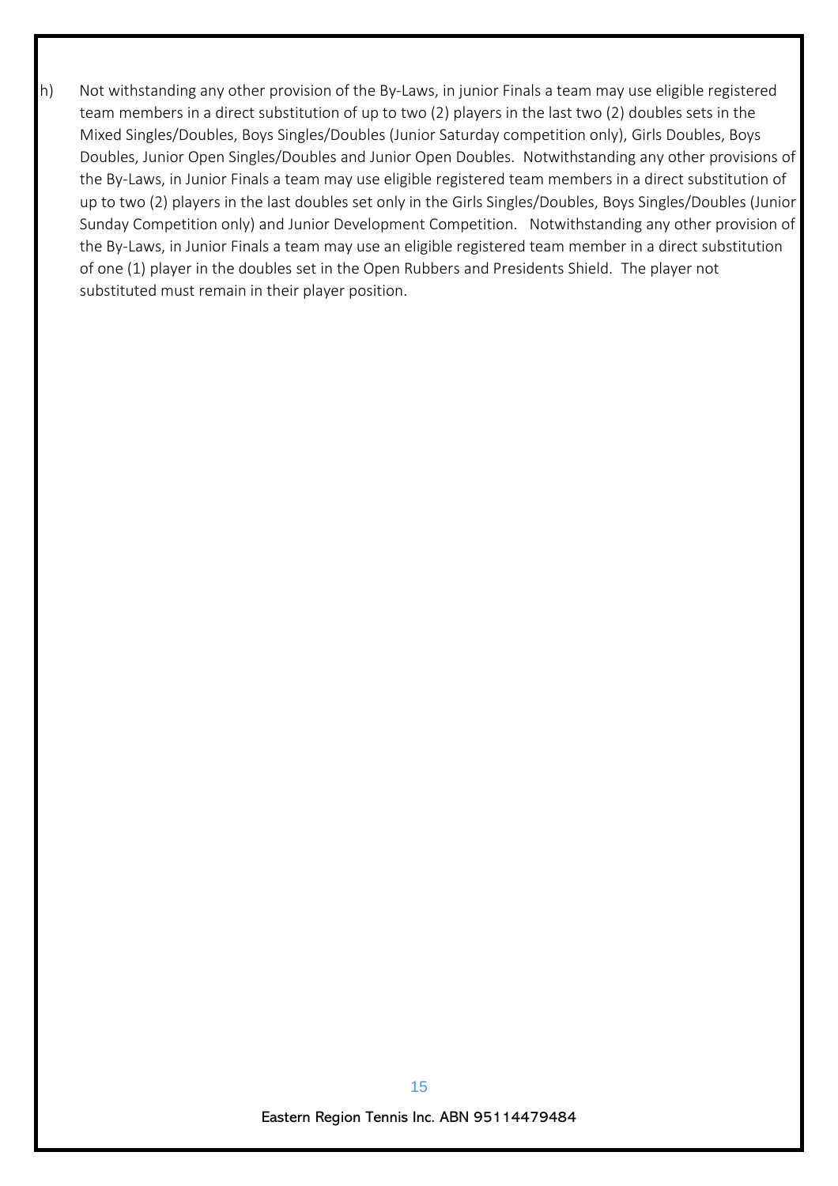h) Not withstanding any other provision of the By-Laws, in junior Finals a team may use eligible registered team members in a direct substitution of up to two (2) players in the last two (2) doubles sets in the Mixed Singles/Doubles, Boys Singles/Doubles (Junior Saturday competition only), Girls Doubles, Boys Doubles, Junior Open Singles/Doubles and Junior Open Doubles. Notwithstanding any other provisions of the By-Laws, in Junior Finals a team may use eligible registered team members in a direct substitution of up to two (2) players in the last doubles set only in the Girls Singles/Doubles, Boys Singles/Doubles (Junior Sunday Competition only) and Junior Development Competition. Notwithstanding any other provision of the By-Laws, in Junior Finals a team may use an eligible registered team member in a direct substitution of one (1) player in the doubles set in the Open Rubbers and Presidents Shield. The player not substituted must remain in their player position.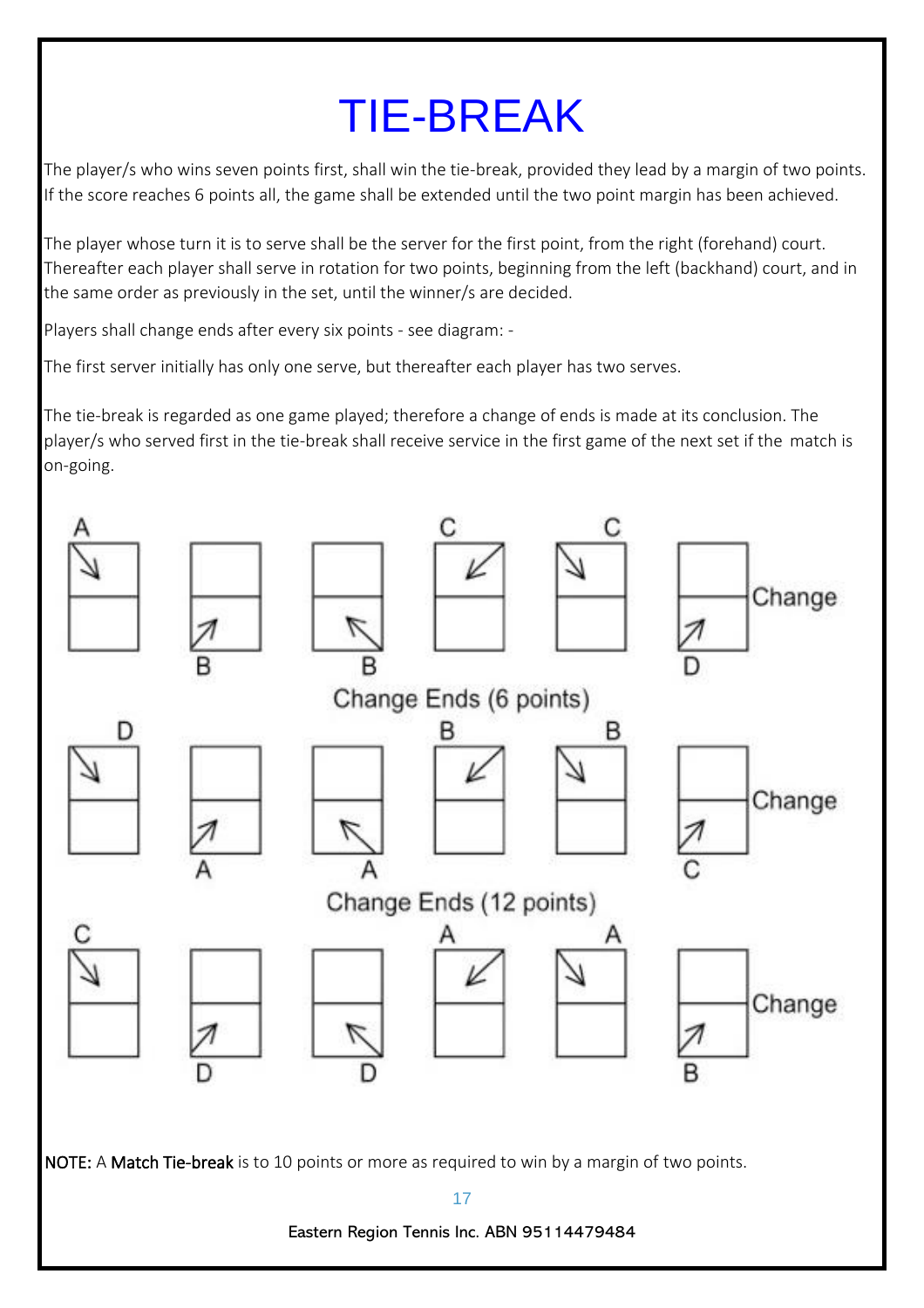# TIE-BREAK

The player/s who wins seven points first, shall win the tie-break, provided they lead by a margin of two points. If the score reaches 6 points all, the game shall be extended until the two point margin has been achieved.

The player whose turn it is to serve shall be the server for the first point, from the right (forehand) court. Thereafter each player shall serve in rotation for two points, beginning from the left (backhand) court, and in the same order as previously in the set, until the winner/s are decided.

Players shall change ends after every six points - see diagram: -

The first server initially has only one serve, but thereafter each player has two serves.

The tie-break is regarded as one game played; therefore a change of ends is made at its conclusion. The player/s who served first in the tie-break shall receive service in the first game of the next set if the match is on-going.

A B B C C D Change

Change Ends (6 points)

D A A B B C Change

Change Ends (12 points)

C D D A A B Change

NOTE: A **Match Tie-break** is to 10 points or more as required to win by a margin of two points.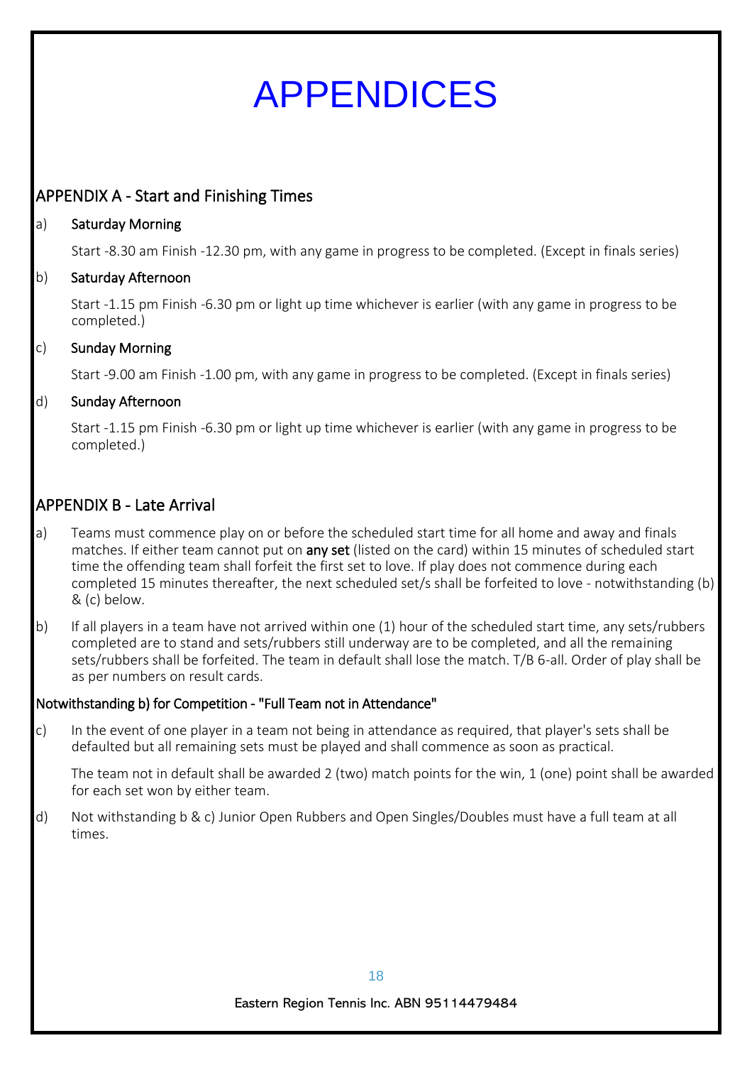# APPENDICES

## APPENDIX A - Start and Finishing Times

a) **Saturday Morning**

Start -8.30 am Finish -12.30 pm, with any game in progress to be completed. (Except in finals series)

b) **Saturday Afternoon**

Start -1.15 pm Finish -6.30 pm or light up time whichever is earlier (with any game in progress to be completed.)

c) **Sunday Morning**

Start -9.00 am Finish -1.00 pm, with any game in progress to be completed. (Except in finals series)

d) **Sunday Afternoon**

Start -1.15 pm Finish -6.30 pm or light up time whichever is earlier (with any game in progress to be completed.)

## APPENDIX B - Late Arrival

a) Teams must commence play on or before the scheduled start time for all home and away and finals matches. If either team cannot put on **any set** (listed on the card) within 15 minutes of scheduled start time the offending team shall forfeit the first set to love. If play does not commence during each completed 15 minutes thereafter, the next scheduled set/s shall be forfeited to love - notwithstanding (b) & (c) below.

b) If all players in a team have not arrived within one (1) hour of the scheduled start time, any sets/rubbers completed are to stand and sets/rubbers still underway are to be completed, and all the remaining sets/rubbers shall be forfeited. The team in default shall lose the match. T/B 6-all. Order of play shall be as per numbers on result cards.

**Notwithstanding b) for Competition - "Full Team not in Attendance"**

c) In the event of one player in a team not being in attendance as required, that player's sets shall be defaulted but all remaining sets must be played and shall commence as soon as practical.

The team not in default shall be awarded 2 (two) match points for the win, 1 (one) point shall be awarded for each set won by either team.

d) Not withstanding b & c) Junior Open Rubbers and Open Singles/Doubles must have a full team at all times.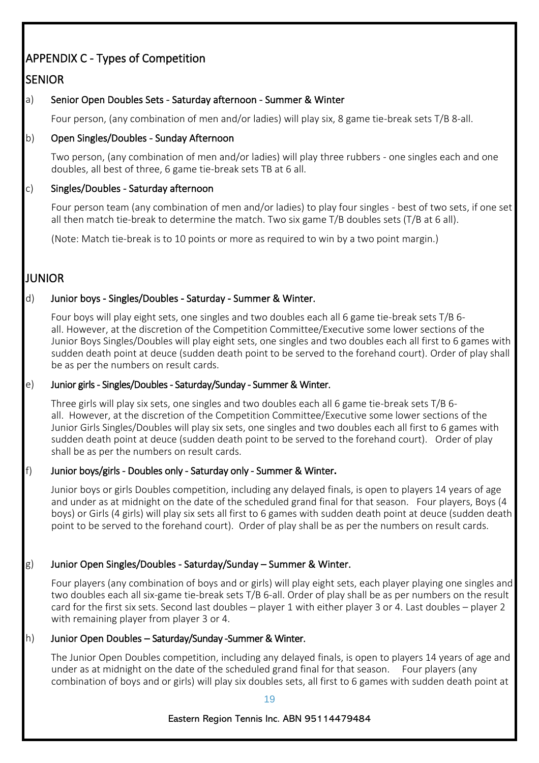## APPENDIX C - Types of Competition

### SENIOR

a) **Senior Open Doubles Sets - Saturday afternoon - Summer & Winter**

Four person, (any combination of men and/or ladies) will play six, 8 game tie-break sets T/B 8-all.

b) **Open Singles/Doubles - Sunday Afternoon**

Two person, (any combination of men and/or ladies) will play three rubbers - one singles each and one doubles, all best of three, 6 game tie-break sets TB at 6 all.

c) **Singles/Doubles - Saturday afternoon**

Four person team (any combination of men and/or ladies) to play four singles - best of two sets, if one set all then match tie-break to determine the match. Two six game T/B doubles sets (T/B at 6 all).

(Note: Match tie-break is to 10 points or more as required to win by a two point margin.)

### JUNIOR

d) **Junior boys - Singles/Doubles - Saturday - Summer & Winter.**

Four boys will play eight sets, one singles and two doubles each all 6 game tie-break sets T/B 6-all. However, at the discretion of the Competition Committee/Executive some lower sections of the Junior Boys Singles/Doubles will play eight sets, one singles and two doubles each all first to 6 games with sudden death point at deuce (sudden death point to be served to the forehand court). Order of play shall be as per the numbers on result cards.

e) **Junior girls - Singles/Doubles - Saturday/Sunday - Summer & Winter.**

Three girls will play six sets, one singles and two doubles each all 6 game tie-break sets T/B 6-all. However, at the discretion of the Competition Committee/Executive some lower sections of the Junior Girls Singles/Doubles will play six sets, one singles and two doubles each all first to 6 games with sudden death point at deuce (sudden death point to be served to the forehand court). Order of play shall be as per the numbers on result cards.

f) **Junior boys/girls - Doubles only - Saturday only - Summer & Winter.**

Junior boys or girls Doubles competition, including any delayed finals, is open to players 14 years of age and under as at midnight on the date of the scheduled grand final for that season. Four players, Boys (4 boys) or Girls (4 girls) will play six sets all first to 6 games with sudden death point at deuce (sudden death point to be served to the forehand court). Order of play shall be as per the numbers on result cards.

g) **Junior Open Singles/Doubles - Saturday/Sunday – Summer & Winter.**

Four players (any combination of boys and or girls) will play eight sets, each player playing one singles and two doubles each all six-game tie-break sets T/B 6-all. Order of play shall be as per numbers on the result card for the first six sets. Second last doubles – player 1 with either player 3 or 4. Last doubles – player 2 with remaining player from player 3 or 4.

h) **Junior Open Doubles – Saturday/Sunday -Summer & Winter.**

The Junior Open Doubles competition, including any delayed finals, is open to players 14 years of age and under as at midnight on the date of the scheduled grand final for that season. Four players (any combination of boys and or girls) will play six doubles sets, all first to 6 games with sudden death point at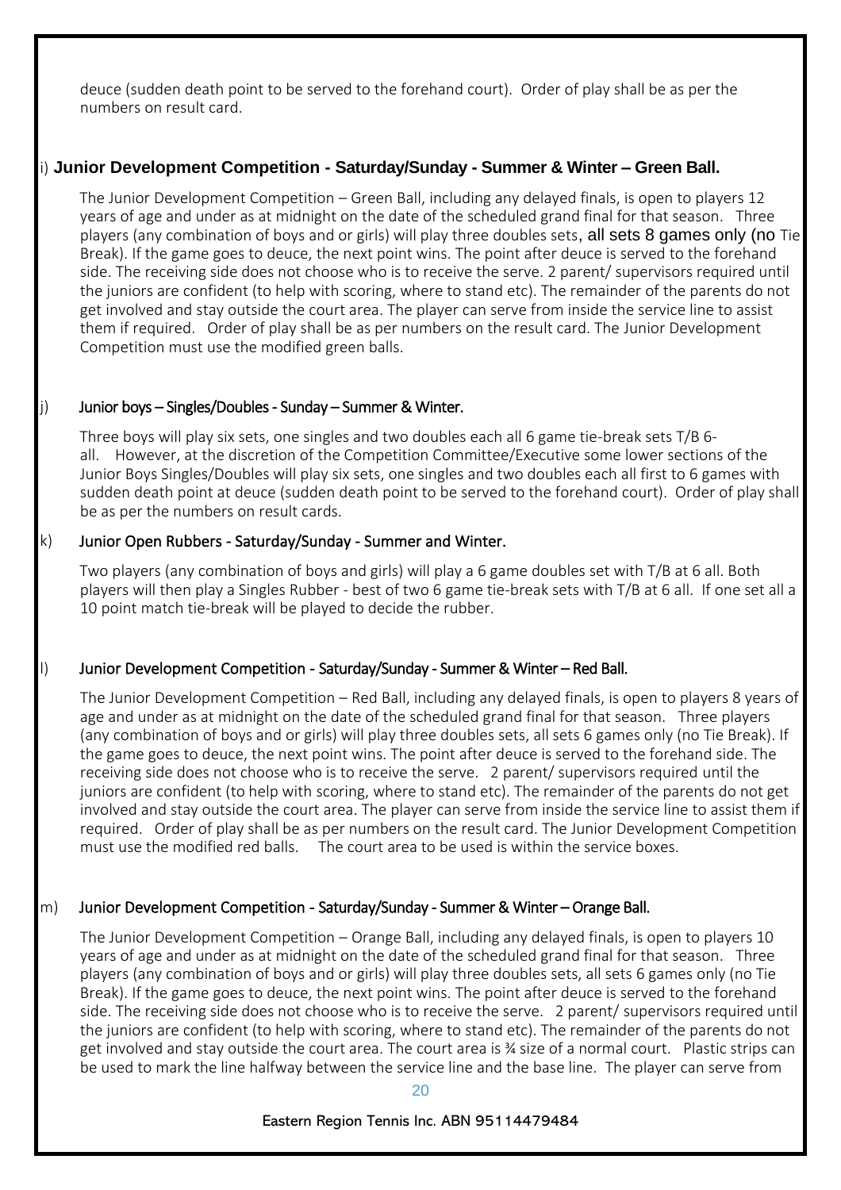deuce (sudden death point to be served to the forehand court). Order of play shall be as per the numbers on result card.

### i) Junior Development Competition - Saturday/Sunday - Summer & Winter – Green Ball.

The Junior Development Competition – Green Ball, including any delayed finals, is open to players 12 years of age and under as at midnight on the date of the scheduled grand final for that season. Three players (any combination of boys and or girls) will play three doubles sets, all sets 8 games only (no Tie Break). If the game goes to deuce, the next point wins. The point after deuce is served to the forehand side. The receiving side does not choose who is to receive the serve. 2 parent/ supervisors required until the juniors are confident (to help with scoring, where to stand etc). The remainder of the parents do not get involved and stay outside the court area. The player can serve from inside the service line to assist them if required. Order of play shall be as per numbers on the result card. The Junior Development Competition must use the modified green balls.

### j) Junior boys – Singles/Doubles - Sunday – Summer & Winter.

Three boys will play six sets, one singles and two doubles each all 6 game tie-break sets T/B 6-all. However, at the discretion of the Competition Committee/Executive some lower sections of the Junior Boys Singles/Doubles will play six sets, one singles and two doubles each all first to 6 games with sudden death point at deuce (sudden death point to be served to the forehand court). Order of play shall be as per the numbers on result cards.

### k) Junior Open Rubbers - Saturday/Sunday - Summer and Winter.

Two players (any combination of boys and girls) will play a 6 game doubles set with T/B at 6 all. Both players will then play a Singles Rubber - best of two 6 game tie-break sets with T/B at 6 all. If one set all a 10 point match tie-break will be played to decide the rubber.

### l) Junior Development Competition - Saturday/Sunday - Summer & Winter – Red Ball.

The Junior Development Competition – Red Ball, including any delayed finals, is open to players 8 years of age and under as at midnight on the date of the scheduled grand final for that season. Three players (any combination of boys and or girls) will play three doubles sets, all sets 6 games only (no Tie Break). If the game goes to deuce, the next point wins. The point after deuce is served to the forehand side. The receiving side does not choose who is to receive the serve. 2 parent/ supervisors required until the juniors are confident (to help with scoring, where to stand etc). The remainder of the parents do not get involved and stay outside the court area. The player can serve from inside the service line to assist them if required. Order of play shall be as per numbers on the result card. The Junior Development Competition must use the modified red balls. The court area to be used is within the service boxes.

### m) Junior Development Competition - Saturday/Sunday - Summer & Winter – Orange Ball.

The Junior Development Competition – Orange Ball, including any delayed finals, is open to players 10 years of age and under as at midnight on the date of the scheduled grand final for that season. Three players (any combination of boys and or girls) will play three doubles sets, all sets 6 games only (no Tie Break). If the game goes to deuce, the next point wins. The point after deuce is served to the forehand side. The receiving side does not choose who is to receive the serve. 2 parent/ supervisors required until the juniors are confident (to help with scoring, where to stand etc). The remainder of the parents do not get involved and stay outside the court area. The court area is ¾ size of a normal court. Plastic strips can be used to mark the line halfway between the service line and the base line. The player can serve from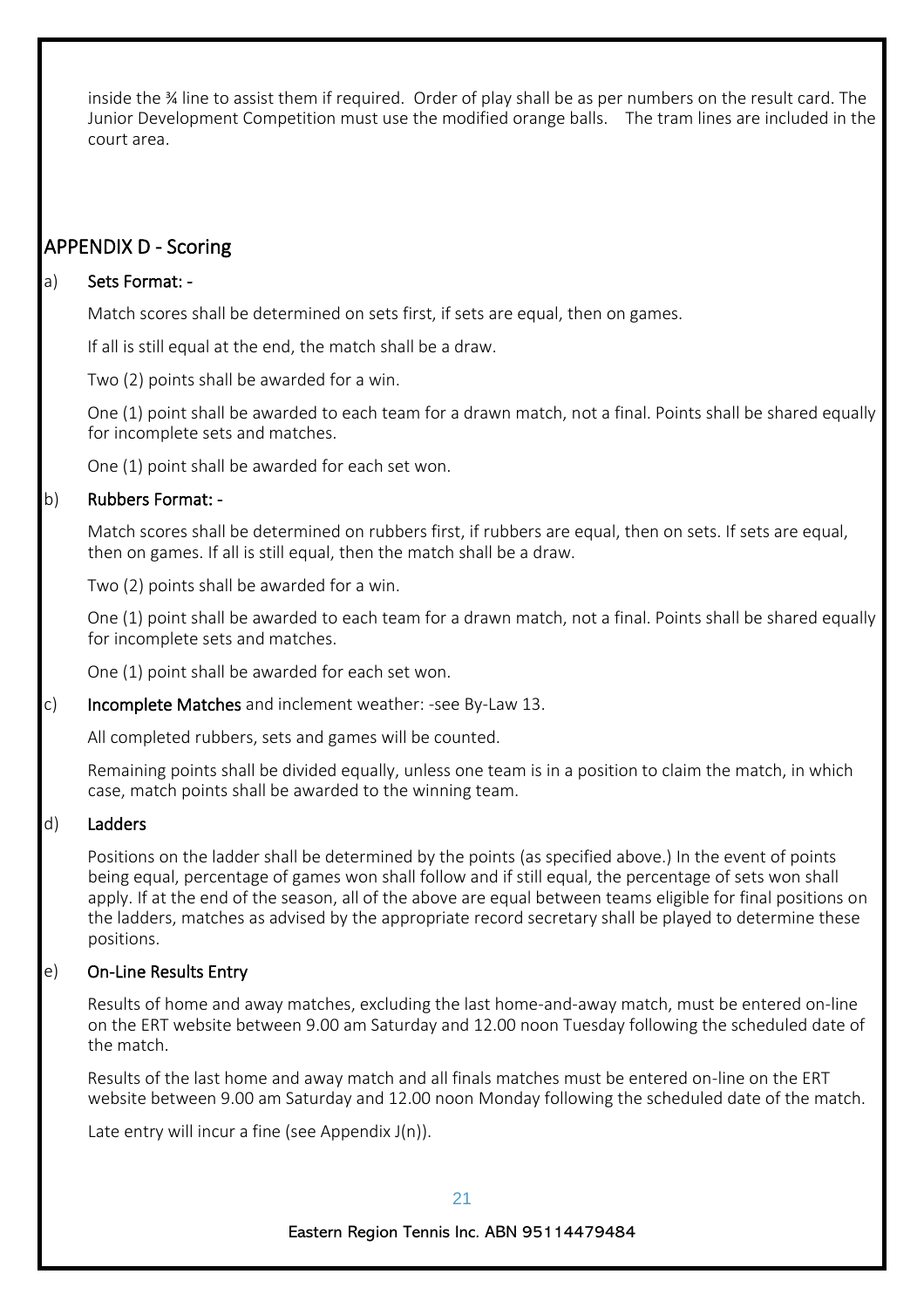inside the ¾ line to assist them if required. Order of play shall be as per numbers on the result card. The Junior Development Competition must use the modified orange balls. The tram lines are included in the court area.

## APPENDIX D - Scoring

a) **Sets Format: -**

Match scores shall be determined on sets first, if sets are equal, then on games.

If all is still equal at the end, the match shall be a draw.

Two (2) points shall be awarded for a win.

One (1) point shall be awarded to each team for a drawn match, not a final. Points shall be shared equally for incomplete sets and matches.

One (1) point shall be awarded for each set won.

b) **Rubbers Format: -**

Match scores shall be determined on rubbers first, if rubbers are equal, then on sets. If sets are equal, then on games. If all is still equal, then the match shall be a draw.

Two (2) points shall be awarded for a win.

One (1) point shall be awarded to each team for a drawn match, not a final. Points shall be shared equally for incomplete sets and matches.

One (1) point shall be awarded for each set won.

c) **Incomplete Matches** and inclement weather: -see By-Law 13.

All completed rubbers, sets and games will be counted.

Remaining points shall be divided equally, unless one team is in a position to claim the match, in which case, match points shall be awarded to the winning team.

d) **Ladders**

Positions on the ladder shall be determined by the points (as specified above.) In the event of points being equal, percentage of games won shall follow and if still equal, the percentage of sets won shall apply. If at the end of the season, all of the above are equal between teams eligible for final positions on the ladders, matches as advised by the appropriate record secretary shall be played to determine these positions.

e) **On-Line Results Entry**

Results of home and away matches, excluding the last home-and-away match, must be entered on-line on the ERT website between 9.00 am Saturday and 12.00 noon Tuesday following the scheduled date of the match.

Results of the last home and away match and all finals matches must be entered on-line on the ERT website between 9.00 am Saturday and 12.00 noon Monday following the scheduled date of the match.

Late entry will incur a fine (see Appendix J(n)).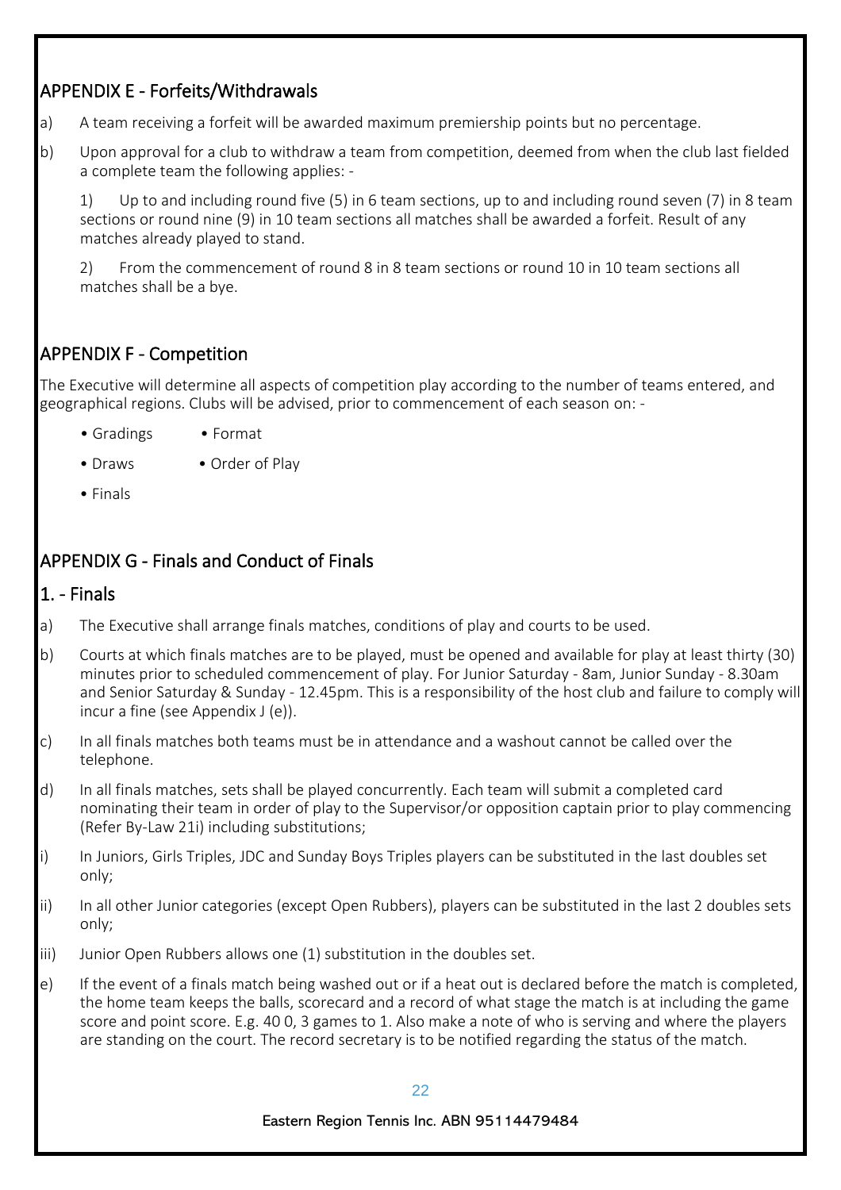## APPENDIX E - Forfeits/Withdrawals

a) A team receiving a forfeit will be awarded maximum premiership points but no percentage.

b) Upon approval for a club to withdraw a team from competition, deemed from when the club last fielded a complete team the following applies: -

   1) Up to and including round five (5) in 6 team sections, up to and including round seven (7) in 8 team sections or round nine (9) in 10 team sections all matches shall be awarded a forfeit. Result of any matches already played to stand.

   2) From the commencement of round 8 in 8 team sections or round 10 in 10 team sections all matches shall be a bye.

## APPENDIX F - Competition

The Executive will determine all aspects of competition play according to the number of teams entered, and geographical regions. Clubs will be advised, prior to commencement of each season on: -

- Gradings
- Format
- Draws
- Order of Play
- Finals

## APPENDIX G - Finals and Conduct of Finals

### 1. - Finals

a) The Executive shall arrange finals matches, conditions of play and courts to be used.

b) Courts at which finals matches are to be played, must be opened and available for play at least thirty (30) minutes prior to scheduled commencement of play. For Junior Saturday - 8am, Junior Sunday - 8.30am and Senior Saturday & Sunday - 12.45pm. This is a responsibility of the host club and failure to comply will incur a fine (see Appendix J (e)).

c) In all finals matches both teams must be in attendance and a washout cannot be called over the telephone.

d) In all finals matches, sets shall be played concurrently. Each team will submit a completed card nominating their team in order of play to the Supervisor/or opposition captain prior to play commencing (Refer By-Law 21i) including substitutions;

i) In Juniors, Girls Triples, JDC and Sunday Boys Triples players can be substituted in the last doubles set only;

ii) In all other Junior categories (except Open Rubbers), players can be substituted in the last 2 doubles sets only;

iii) Junior Open Rubbers allows one (1) substitution in the doubles set.

e) If the event of a finals match being washed out or if a heat out is declared before the match is completed, the home team keeps the balls, scorecard and a record of what stage the match is at including the game score and point score. E.g. 40 0, 3 games to 1. Also make a note of who is serving and where the players are standing on the court. The record secretary is to be notified regarding the status of the match.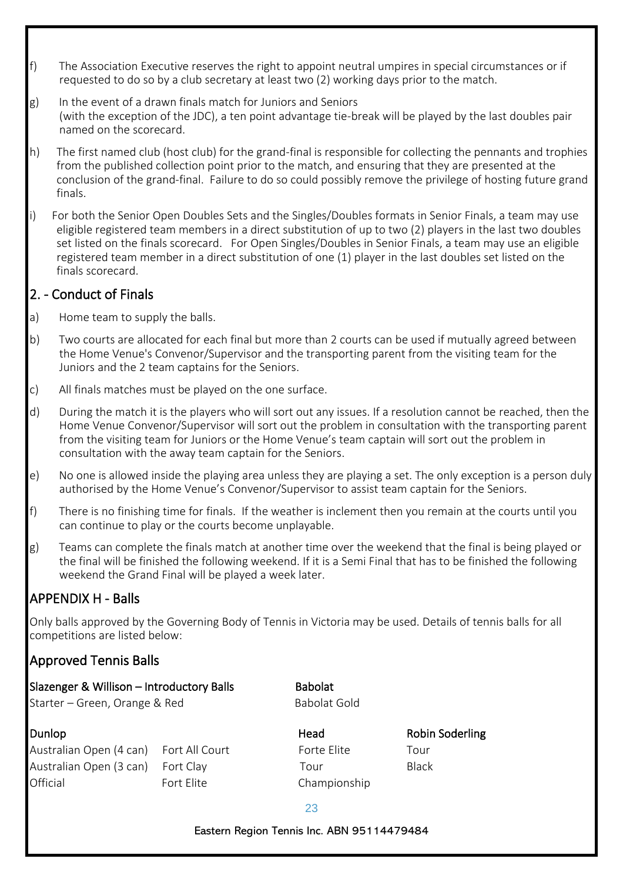f) The Association Executive reserves the right to appoint neutral umpires in special circumstances or if requested to do so by a club secretary at least two (2) working days prior to the match.

g) In the event of a drawn finals match for Juniors and Seniors (with the exception of the JDC), a ten point advantage tie-break will be played by the last doubles pair named on the scorecard.

h) The first named club (host club) for the grand-final is responsible for collecting the pennants and trophies from the published collection point prior to the match, and ensuring that they are presented at the conclusion of the grand-final. Failure to do so could possibly remove the privilege of hosting future grand finals.

i) For both the Senior Open Doubles Sets and the Singles/Doubles formats in Senior Finals, a team may use eligible registered team members in a direct substitution of up to two (2) players in the last two doubles set listed on the finals scorecard. For Open Singles/Doubles in Senior Finals, a team may use an eligible registered team member in a direct substitution of one (1) player in the last doubles set listed on the finals scorecard.

## 2. - Conduct of Finals

a) Home team to supply the balls.

b) Two courts are allocated for each final but more than 2 courts can be used if mutually agreed between the Home Venue's Convenor/Supervisor and the transporting parent from the visiting team for the Juniors and the 2 team captains for the Seniors.

c) All finals matches must be played on the one surface.

d) During the match it is the players who will sort out any issues. If a resolution cannot be reached, then the Home Venue Convenor/Supervisor will sort out the problem in consultation with the transporting parent from the visiting team for Juniors or the Home Venue's team captain will sort out the problem in consultation with the away team captain for the Seniors.

e) No one is allowed inside the playing area unless they are playing a set. The only exception is a person duly authorised by the Home Venue's Convenor/Supervisor to assist team captain for the Seniors.

f) There is no finishing time for finals. If the weather is inclement then you remain at the courts until you can continue to play or the courts become unplayable.

g) Teams can complete the finals match at another time over the weekend that the final is being played or the final will be finished the following weekend. If it is a Semi Final that has to be finished the following weekend the Grand Final will be played a week later.

## APPENDIX H - Balls

Only balls approved by the Governing Body of Tennis in Victoria may be used. Details of tennis balls for all competitions are listed below:

## Approved Tennis Balls

**Slazenger & Willison – Introductory Balls**
Starter – Green, Orange & Red

**Babolat**
Babolat Gold

**Dunlop**
- Australian Open (4 can)
- Australian Open (3 can)
- Official
- Fort All Court
- Fort Clay
- Fort Elite

**Head**
- Forte Elite
- Tour
- Championship

**Robin Soderling**
- Tour
- Black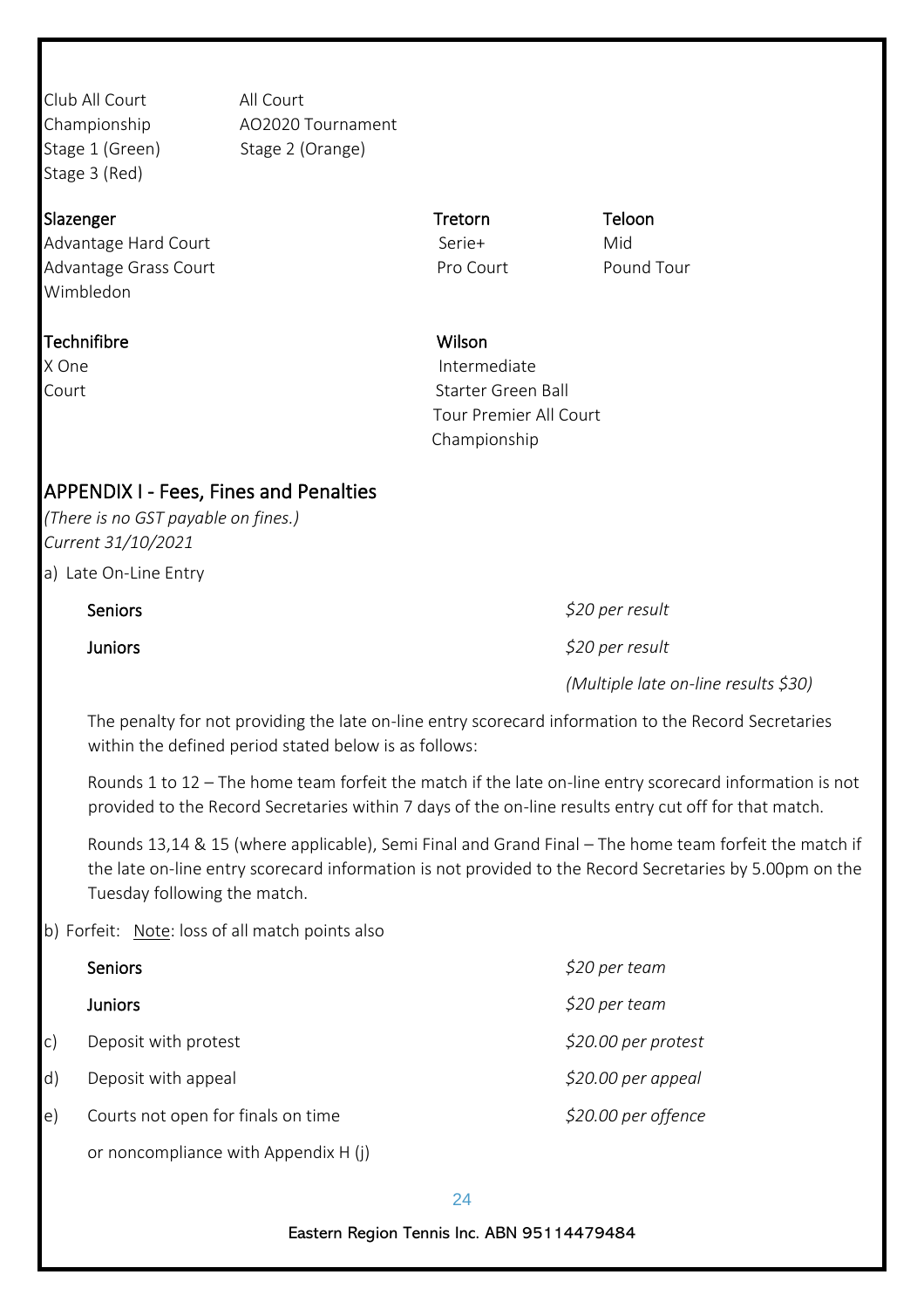Club All Court
Championship
Stage 1 (Green)
Stage 3 (Red)

All Court
AO2020 Tournament
Stage 2 (Orange)

**Slazenger**
Advantage Hard Court
Advantage Grass Court
Wimbledon

**Tretorn**
Serie+
Pro Court

**Teloon**
Mid
Pound Tour

**Technifibre**
X One
Court

**Wilson**
Intermediate
Starter Green Ball
Tour Premier All Court
Championship

## APPENDIX I - Fees, Fines and Penalties

*(There is no GST payable on fines.)*
*Current 31/10/2021*

a) Late On-Line Entry

| | |
|---|---|
| Seniors | *$20 per result* |
| Juniors | *$20 per result* |
| | *(Multiple late on-line results $30)* |

The penalty for not providing the late on-line entry scorecard information to the Record Secretaries within the defined period stated below is as follows:

Rounds 1 to 12 – The home team forfeit the match if the late on-line entry scorecard information is not provided to the Record Secretaries within 7 days of the on-line results entry cut off for that match.

Rounds 13,14 & 15 (where applicable), Semi Final and Grand Final – The home team forfeit the match if the late on-line entry scorecard information is not provided to the Record Secretaries by 5.00pm on the Tuesday following the match.

b) Forfeit: Note: loss of all match points also

| | | |
|---|---|---|
| | Seniors | *$20 per team* |
| | Juniors | *$20 per team* |
| c) | Deposit with protest | *$20.00 per protest* |
| d) | Deposit with appeal | *$20.00 per appeal* |
| e) | Courts not open for finals on time or noncompliance with Appendix H (j) | *$20.00 per offence* |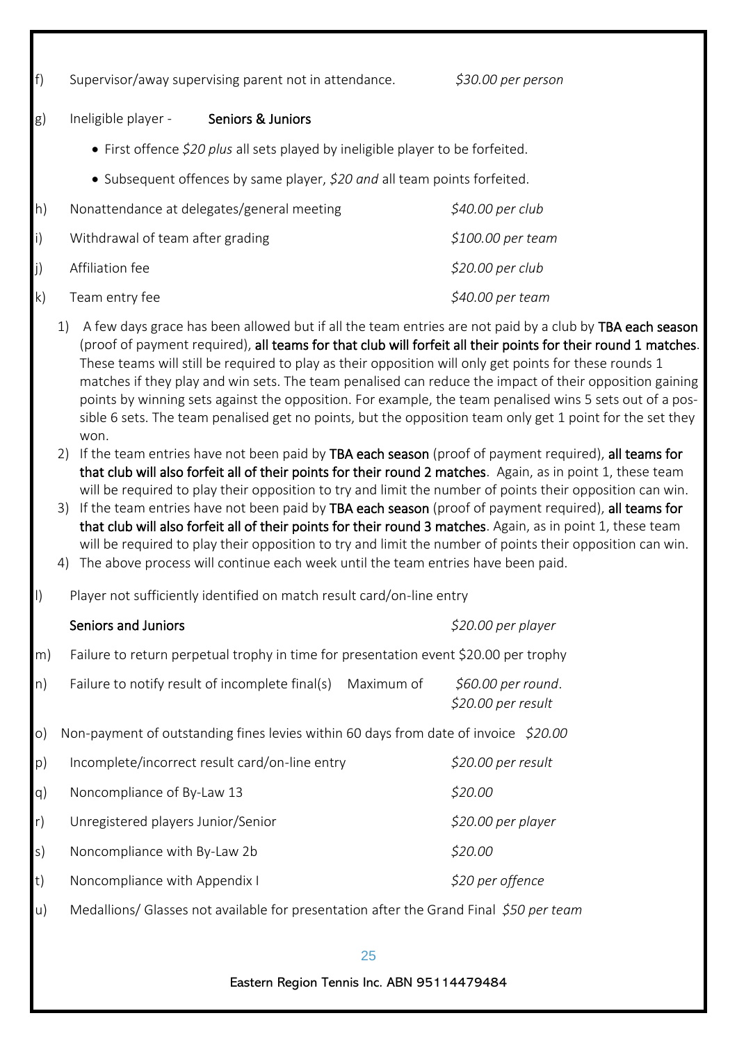f) Supervisor/away supervising parent not in attendance. *$30.00 per person*

g) Ineligible player - **Seniors & Juniors**

- First offence *$20 plus* all sets played by ineligible player to be forfeited.
- Subsequent offences by same player, *$20 and* all team points forfeited.

h) Nonattendance at delegates/general meeting *$40.00 per club*

i) Withdrawal of team after grading *$100.00 per team*

j) Affiliation fee *$20.00 per club*

k) Team entry fee *$40.00 per team*

1) A few days grace has been allowed but if all the team entries are not paid by a club by **TBA each season** (proof of payment required), **all teams for that club will forfeit all their points for their round 1 matches**. These teams will still be required to play as their opposition will only get points for these rounds 1 matches if they play and win sets. The team penalised can reduce the impact of their opposition gaining points by winning sets against the opposition. For example, the team penalised wins 5 sets out of a possible 6 sets. The team penalised get no points, but the opposition team only get 1 point for the set they won.
2) If the team entries have not been paid by **TBA each season** (proof of payment required), **all teams for that club will also forfeit all of their points for their round 2 matches**. Again, as in point 1, these team will be required to play their opposition to try and limit the number of points their opposition can win.
3) If the team entries have not been paid by **TBA each season** (proof of payment required), **all teams for that club will also forfeit all of their points for their round 3 matches**. Again, as in point 1, these team will be required to play their opposition to try and limit the number of points their opposition can win.
4) The above process will continue each week until the team entries have been paid.

l) Player not sufficiently identified on match result card/on-line entry

**Seniors and Juniors** *$20.00 per player*

m) Failure to return perpetual trophy in time for presentation event $20.00 per trophy

n) Failure to notify result of incomplete final(s) Maximum of *$60.00 per round*. *$20.00 per result*

o) Non-payment of outstanding fines levies within 60 days from date of invoice *$20.00*

p) Incomplete/incorrect result card/on-line entry *$20.00 per result*

q) Noncompliance of By-Law 13 *$20.00*

r) Unregistered players Junior/Senior *$20.00 per player*

s) Noncompliance with By-Law 2b *$20.00*

t) Noncompliance with Appendix I *$20 per offence*

u) Medallions/ Glasses not available for presentation after the Grand Final *$50 per team*

Eastern Region Tennis Inc. ABN 95114479484